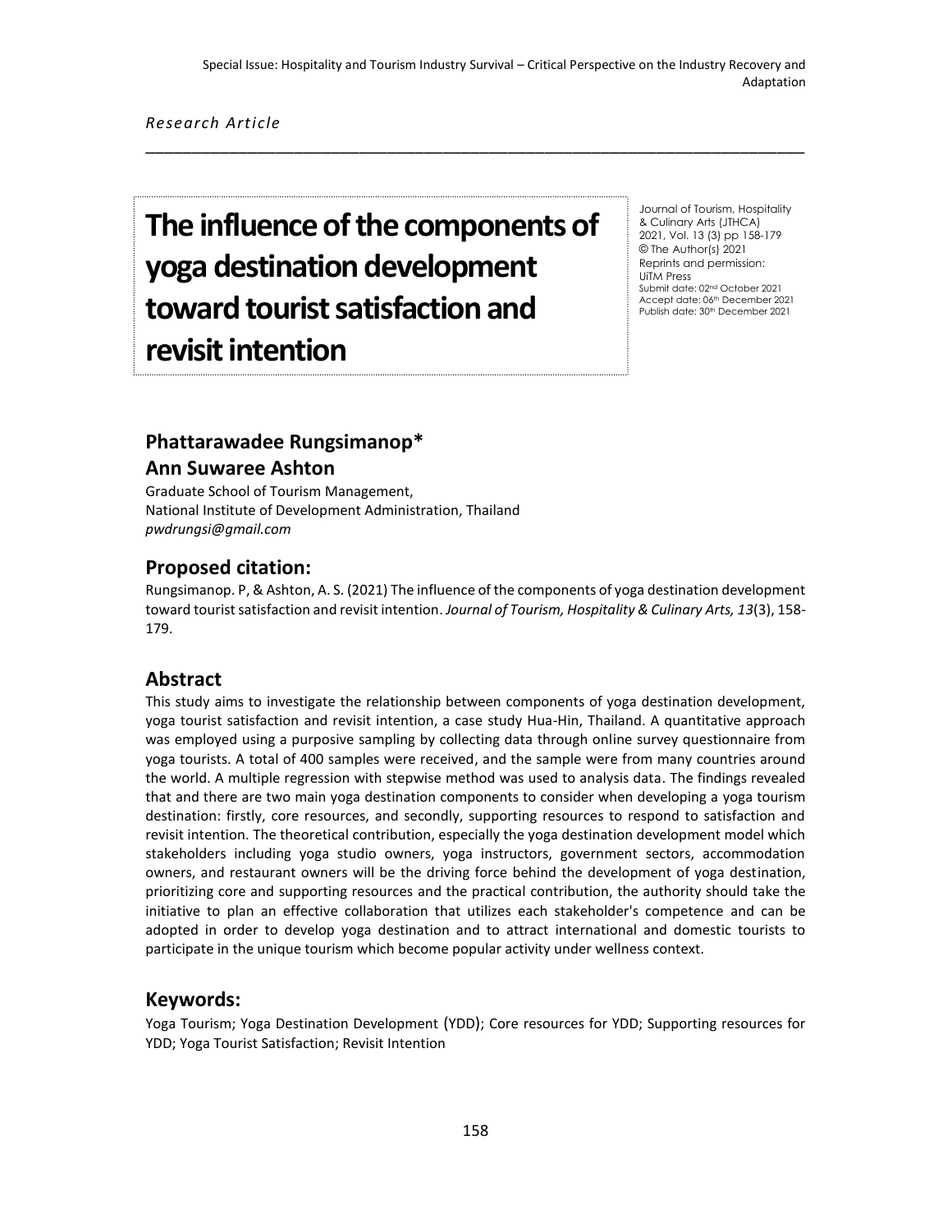Special Issue: Hospitality and Tourism Industry Survival – Critical Perspective on the Industry Recovery and Adaptation

*Research Article*

# The influence of the components of yoga destination development toward tourist satisfaction and revisit intention

Journal of Tourism, Hospitality & Culinary Arts (JTHCA)
2021, Vol. 13 (3) pp 158-179
© The Author(s) 2021
Reprints and permission:
UiTM Press
Submit date: 02nd October 2021
Accept date: 06th December 2021
Publish date: 30th December 2021

## Phattarawadee Rungsimanop*
## Ann Suwaree Ashton

Graduate School of Tourism Management,
National Institute of Development Administration, Thailand
*pwdrungsi@gmail.com*

## Proposed citation:

Rungsimanop. P, & Ashton, A. S. (2021) The influence of the components of yoga destination development toward tourist satisfaction and revisit intention. *Journal of Tourism, Hospitality & Culinary Arts, 13*(3), 158-179.

## Abstract

This study aims to investigate the relationship between components of yoga destination development, yoga tourist satisfaction and revisit intention, a case study Hua-Hin, Thailand. A quantitative approach was employed using a purposive sampling by collecting data through online survey questionnaire from yoga tourists. A total of 400 samples were received, and the sample were from many countries around the world. A multiple regression with stepwise method was used to analysis data. The findings revealed that and there are two main yoga destination components to consider when developing a yoga tourism destination: firstly, core resources, and secondly, supporting resources to respond to satisfaction and revisit intention. The theoretical contribution, especially the yoga destination development model which stakeholders including yoga studio owners, yoga instructors, government sectors, accommodation owners, and restaurant owners will be the driving force behind the development of yoga destination, prioritizing core and supporting resources and the practical contribution, the authority should take the initiative to plan an effective collaboration that utilizes each stakeholder's competence and can be adopted in order to develop yoga destination and to attract international and domestic tourists to participate in the unique tourism which become popular activity under wellness context.

## Keywords:

Yoga Tourism; Yoga Destination Development (YDD); Core resources for YDD; Supporting resources for YDD; Yoga Tourist Satisfaction; Revisit Intention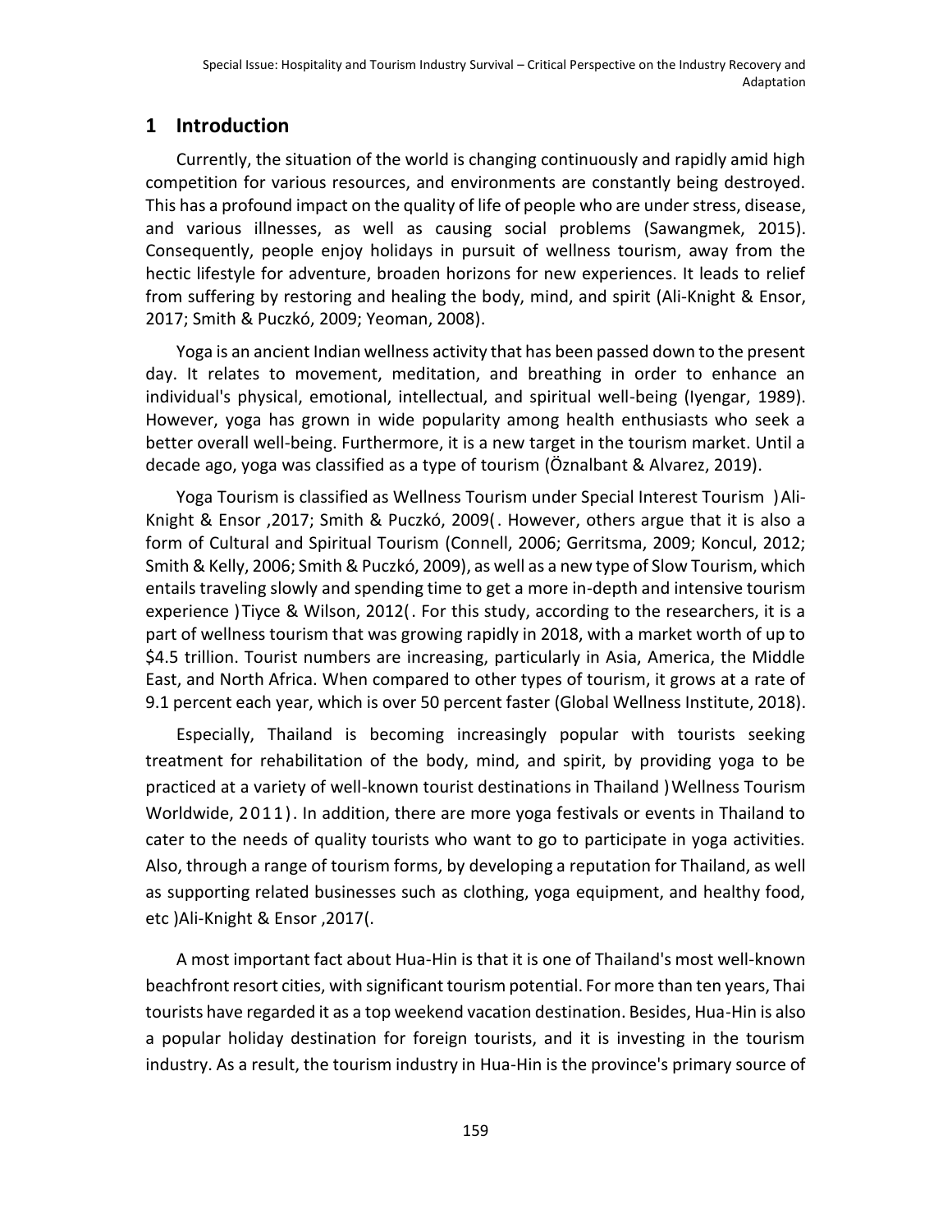## 1 Introduction

Currently, the situation of the world is changing continuously and rapidly amid high competition for various resources, and environments are constantly being destroyed. This has a profound impact on the quality of life of people who are under stress, disease, and various illnesses, as well as causing social problems (Sawangmek, 2015). Consequently, people enjoy holidays in pursuit of wellness tourism, away from the hectic lifestyle for adventure, broaden horizons for new experiences. It leads to relief from suffering by restoring and healing the body, mind, and spirit (Ali-Knight & Ensor, 2017; Smith & Puczkó, 2009; Yeoman, 2008).

Yoga is an ancient Indian wellness activity that has been passed down to the present day. It relates to movement, meditation, and breathing in order to enhance an individual's physical, emotional, intellectual, and spiritual well-being (Iyengar, 1989). However, yoga has grown in wide popularity among health enthusiasts who seek a better overall well-being. Furthermore, it is a new target in the tourism market. Until a decade ago, yoga was classified as a type of tourism (Öznalbant & Alvarez, 2019).

Yoga Tourism is classified as Wellness Tourism under Special Interest Tourism )Ali-Knight & Ensor ,2017; Smith & Puczkó, 2009(. However, others argue that it is also a form of Cultural and Spiritual Tourism (Connell, 2006; Gerritsma, 2009; Koncul, 2012; Smith & Kelly, 2006; Smith & Puczkó, 2009), as well as a new type of Slow Tourism, which entails traveling slowly and spending time to get a more in-depth and intensive tourism experience )Tiyce & Wilson, 2012(. For this study, according to the researchers, it is a part of wellness tourism that was growing rapidly in 2018, with a market worth of up to $4.5 trillion. Tourist numbers are increasing, particularly in Asia, America, the Middle East, and North Africa. When compared to other types of tourism, it grows at a rate of 9.1 percent each year, which is over 50 percent faster (Global Wellness Institute, 2018).

Especially, Thailand is becoming increasingly popular with tourists seeking treatment for rehabilitation of the body, mind, and spirit, by providing yoga to be practiced at a variety of well-known tourist destinations in Thailand )Wellness Tourism Worldwide, 2011). In addition, there are more yoga festivals or events in Thailand to cater to the needs of quality tourists who want to go to participate in yoga activities. Also, through a range of tourism forms, by developing a reputation for Thailand, as well as supporting related businesses such as clothing, yoga equipment, and healthy food, etc )Ali-Knight & Ensor ,2017(.

A most important fact about Hua-Hin is that it is one of Thailand's most well-known beachfront resort cities, with significant tourism potential. For more than ten years, Thai tourists have regarded it as a top weekend vacation destination. Besides, Hua-Hin is also a popular holiday destination for foreign tourists, and it is investing in the tourism industry. As a result, the tourism industry in Hua-Hin is the province's primary source of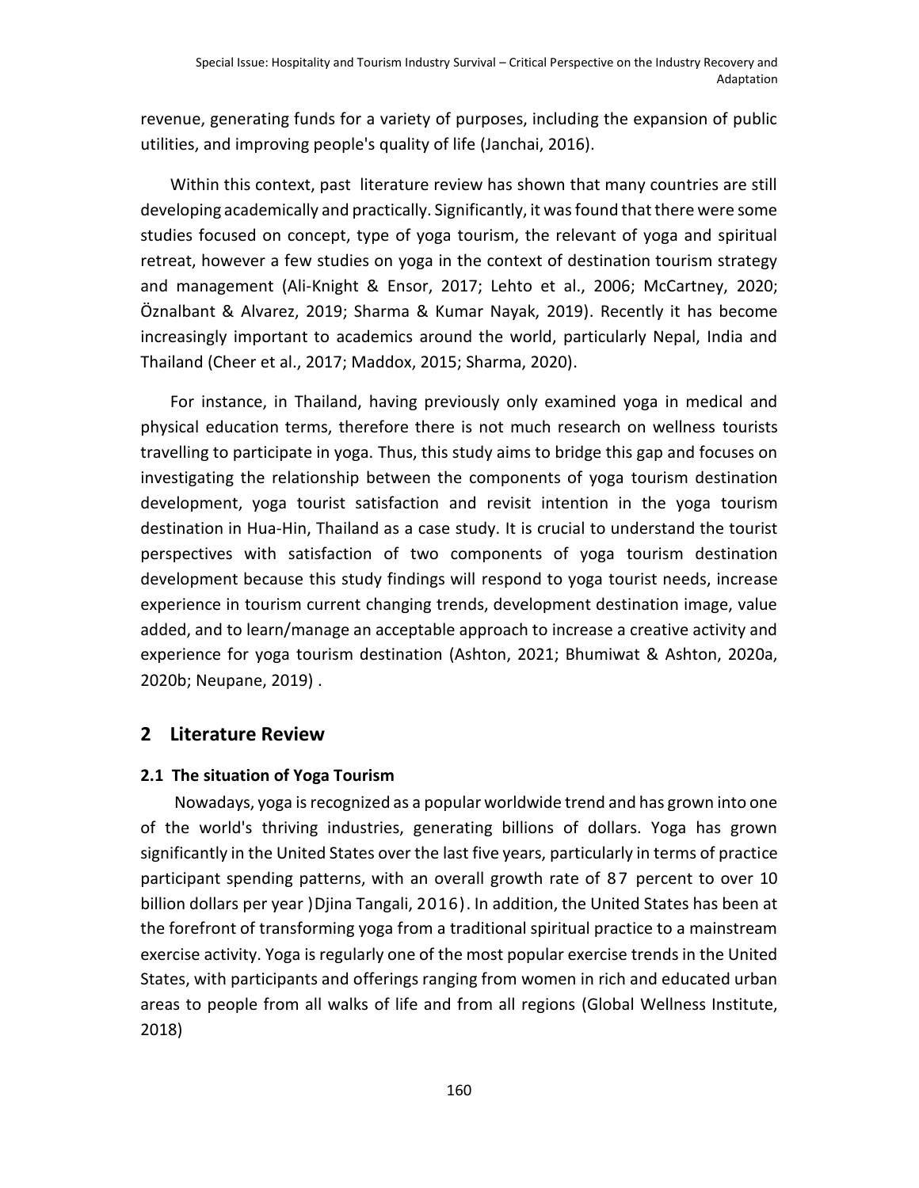revenue, generating funds for a variety of purposes, including the expansion of public utilities, and improving people's quality of life (Janchai, 2016).

Within this context, past literature review has shown that many countries are still developing academically and practically. Significantly, it was found that there were some studies focused on concept, type of yoga tourism, the relevant of yoga and spiritual retreat, however a few studies on yoga in the context of destination tourism strategy and management (Ali-Knight & Ensor, 2017; Lehto et al., 2006; McCartney, 2020; Öznalbant & Alvarez, 2019; Sharma & Kumar Nayak, 2019). Recently it has become increasingly important to academics around the world, particularly Nepal, India and Thailand (Cheer et al., 2017; Maddox, 2015; Sharma, 2020).

For instance, in Thailand, having previously only examined yoga in medical and physical education terms, therefore there is not much research on wellness tourists travelling to participate in yoga. Thus, this study aims to bridge this gap and focuses on investigating the relationship between the components of yoga tourism destination development, yoga tourist satisfaction and revisit intention in the yoga tourism destination in Hua-Hin, Thailand as a case study. It is crucial to understand the tourist perspectives with satisfaction of two components of yoga tourism destination development because this study findings will respond to yoga tourist needs, increase experience in tourism current changing trends, development destination image, value added, and to learn/manage an acceptable approach to increase a creative activity and experience for yoga tourism destination (Ashton, 2021; Bhumiwat & Ashton, 2020a, 2020b; Neupane, 2019) .

## 2 Literature Review

### 2.1 The situation of Yoga Tourism

Nowadays, yoga is recognized as a popular worldwide trend and has grown into one of the world's thriving industries, generating billions of dollars. Yoga has grown significantly in the United States over the last five years, particularly in terms of practice participant spending patterns, with an overall growth rate of 87 percent to over 10 billion dollars per year )Djina Tangali, 2016). In addition, the United States has been at the forefront of transforming yoga from a traditional spiritual practice to a mainstream exercise activity. Yoga is regularly one of the most popular exercise trends in the United States, with participants and offerings ranging from women in rich and educated urban areas to people from all walks of life and from all regions (Global Wellness Institute, 2018)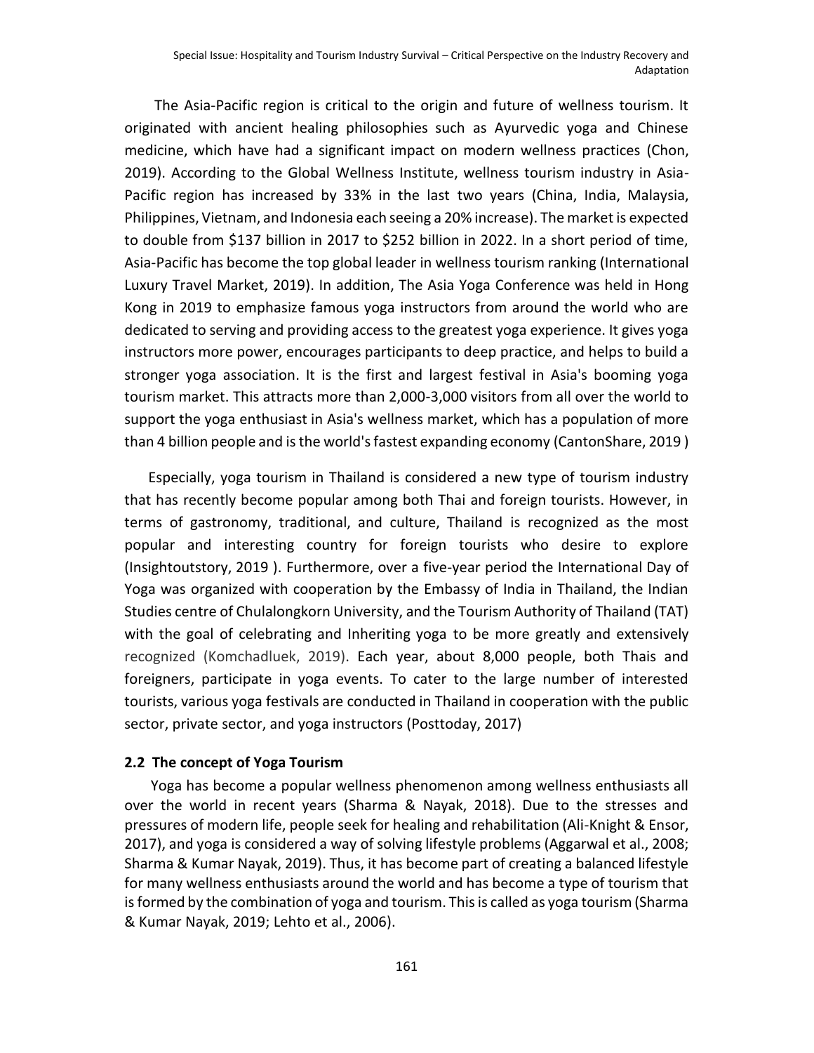The Asia-Pacific region is critical to the origin and future of wellness tourism. It originated with ancient healing philosophies such as Ayurvedic yoga and Chinese medicine, which have had a significant impact on modern wellness practices (Chon, 2019). According to the Global Wellness Institute, wellness tourism industry in Asia-Pacific region has increased by 33% in the last two years (China, India, Malaysia, Philippines, Vietnam, and Indonesia each seeing a 20% increase). The market is expected to double from $137 billion in 2017 to $252 billion in 2022. In a short period of time, Asia-Pacific has become the top global leader in wellness tourism ranking (International Luxury Travel Market, 2019). In addition, The Asia Yoga Conference was held in Hong Kong in 2019 to emphasize famous yoga instructors from around the world who are dedicated to serving and providing access to the greatest yoga experience. It gives yoga instructors more power, encourages participants to deep practice, and helps to build a stronger yoga association. It is the first and largest festival in Asia's booming yoga tourism market. This attracts more than 2,000-3,000 visitors from all over the world to support the yoga enthusiast in Asia's wellness market, which has a population of more than 4 billion people and is the world's fastest expanding economy (CantonShare, 2019 )

Especially, yoga tourism in Thailand is considered a new type of tourism industry that has recently become popular among both Thai and foreign tourists. However, in terms of gastronomy, traditional, and culture, Thailand is recognized as the most popular and interesting country for foreign tourists who desire to explore (Insightoutstory, 2019 ). Furthermore, over a five-year period the International Day of Yoga was organized with cooperation by the Embassy of India in Thailand, the Indian Studies centre of Chulalongkorn University, and the Tourism Authority of Thailand (TAT) with the goal of celebrating and Inheriting yoga to be more greatly and extensively recognized (Komchadluek, 2019). Each year, about 8,000 people, both Thais and foreigners, participate in yoga events. To cater to the large number of interested tourists, various yoga festivals are conducted in Thailand in cooperation with the public sector, private sector, and yoga instructors (Posttoday, 2017)

### 2.2 The concept of Yoga Tourism

Yoga has become a popular wellness phenomenon among wellness enthusiasts all over the world in recent years (Sharma & Nayak, 2018). Due to the stresses and pressures of modern life, people seek for healing and rehabilitation (Ali-Knight & Ensor, 2017), and yoga is considered a way of solving lifestyle problems (Aggarwal et al., 2008; Sharma & Kumar Nayak, 2019). Thus, it has become part of creating a balanced lifestyle for many wellness enthusiasts around the world and has become a type of tourism that is formed by the combination of yoga and tourism. This is called as yoga tourism (Sharma & Kumar Nayak, 2019; Lehto et al., 2006).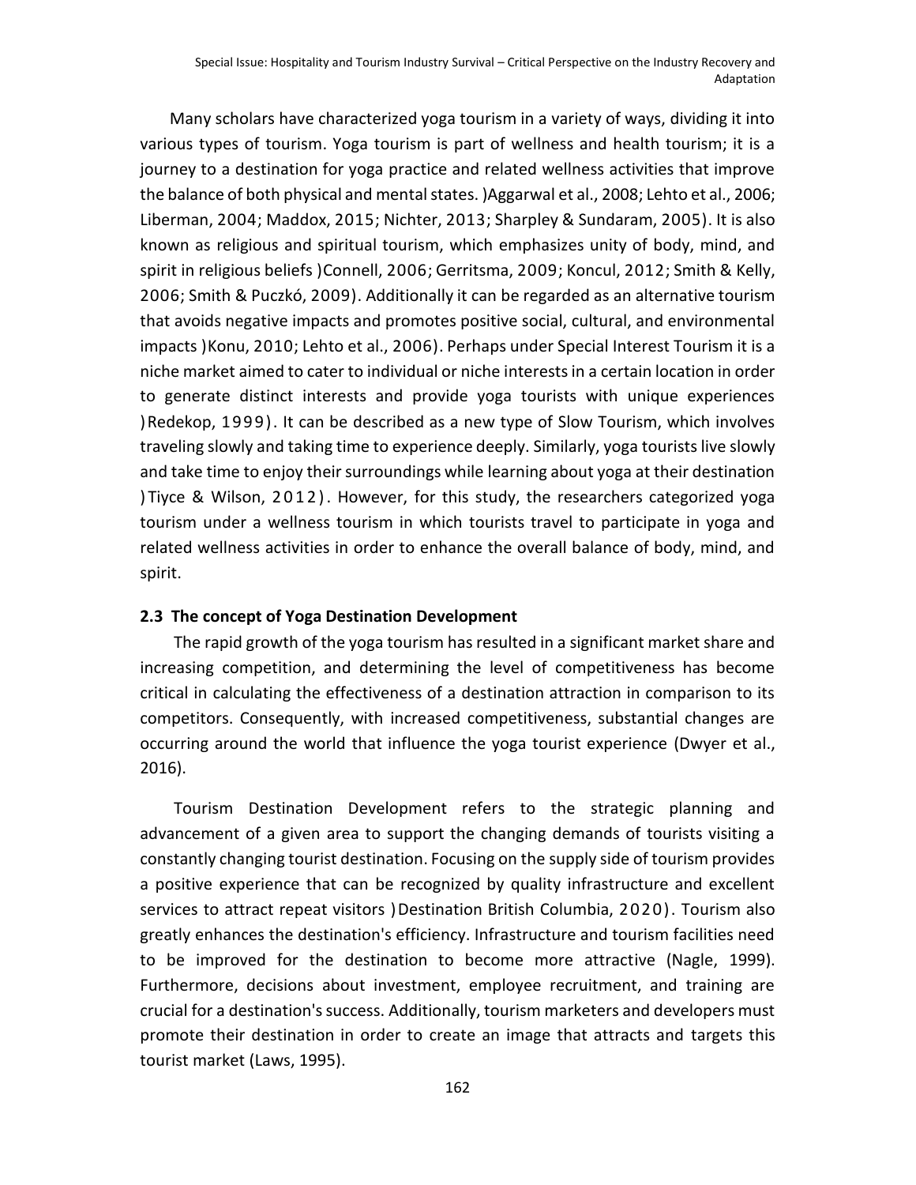Many scholars have characterized yoga tourism in a variety of ways, dividing it into various types of tourism. Yoga tourism is part of wellness and health tourism; it is a journey to a destination for yoga practice and related wellness activities that improve the balance of both physical and mental states. )Aggarwal et al., 2008; Lehto et al., 2006; Liberman, 2004; Maddox, 2015; Nichter, 2013; Sharpley & Sundaram, 2005). It is also known as religious and spiritual tourism, which emphasizes unity of body, mind, and spirit in religious beliefs )Connell, 2006; Gerritsma, 2009; Koncul, 2012; Smith & Kelly, 2006; Smith & Puczkó, 2009). Additionally it can be regarded as an alternative tourism that avoids negative impacts and promotes positive social, cultural, and environmental impacts )Konu, 2010; Lehto et al., 2006). Perhaps under Special Interest Tourism it is a niche market aimed to cater to individual or niche interests in a certain location in order to generate distinct interests and provide yoga tourists with unique experiences )Redekop, 1999). It can be described as a new type of Slow Tourism, which involves traveling slowly and taking time to experience deeply. Similarly, yoga tourists live slowly and take time to enjoy their surroundings while learning about yoga at their destination )Tiyce & Wilson, 2012). However, for this study, the researchers categorized yoga tourism under a wellness tourism in which tourists travel to participate in yoga and related wellness activities in order to enhance the overall balance of body, mind, and spirit.

### 2.3 The concept of Yoga Destination Development

The rapid growth of the yoga tourism has resulted in a significant market share and increasing competition, and determining the level of competitiveness has become critical in calculating the effectiveness of a destination attraction in comparison to its competitors. Consequently, with increased competitiveness, substantial changes are occurring around the world that influence the yoga tourist experience (Dwyer et al., 2016).

Tourism Destination Development refers to the strategic planning and advancement of a given area to support the changing demands of tourists visiting a constantly changing tourist destination. Focusing on the supply side of tourism provides a positive experience that can be recognized by quality infrastructure and excellent services to attract repeat visitors )Destination British Columbia, 2020). Tourism also greatly enhances the destination's efficiency. Infrastructure and tourism facilities need to be improved for the destination to become more attractive (Nagle, 1999). Furthermore, decisions about investment, employee recruitment, and training are crucial for a destination's success. Additionally, tourism marketers and developers must promote their destination in order to create an image that attracts and targets this tourist market (Laws, 1995).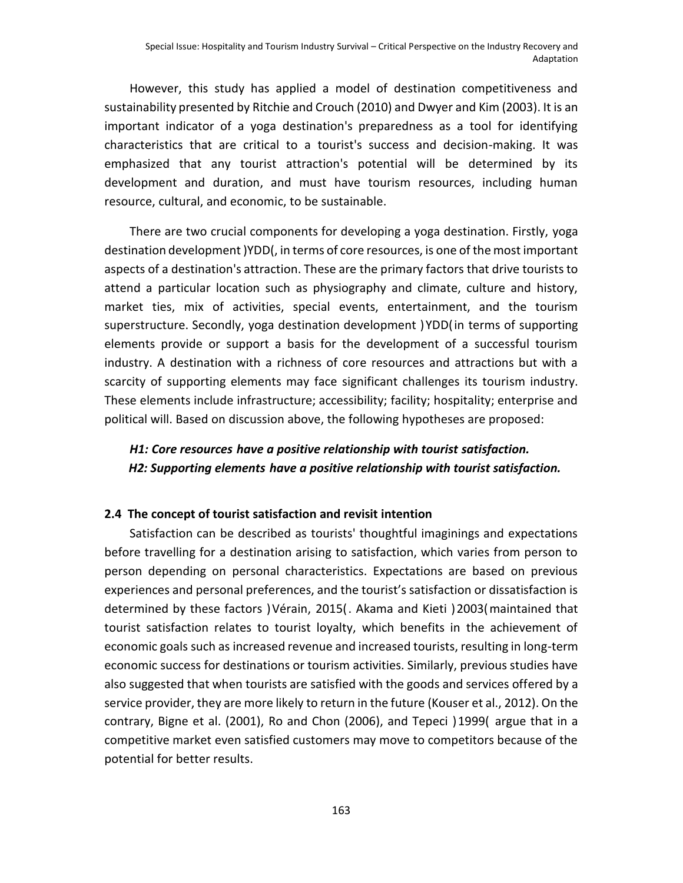However, this study has applied a model of destination competitiveness and sustainability presented by Ritchie and Crouch (2010) and Dwyer and Kim (2003). It is an important indicator of a yoga destination's preparedness as a tool for identifying characteristics that are critical to a tourist's success and decision-making. It was emphasized that any tourist attraction's potential will be determined by its development and duration, and must have tourism resources, including human resource, cultural, and economic, to be sustainable.

There are two crucial components for developing a yoga destination. Firstly, yoga destination development (YDD), in terms of core resources, is one of the most important aspects of a destination's attraction. These are the primary factors that drive tourists to attend a particular location such as physiography and climate, culture and history, market ties, mix of activities, special events, entertainment, and the tourism superstructure. Secondly, yoga destination development (YDD) in terms of supporting elements provide or support a basis for the development of a successful tourism industry. A destination with a richness of core resources and attractions but with a scarcity of supporting elements may face significant challenges its tourism industry. These elements include infrastructure; accessibility; facility; hospitality; enterprise and political will. Based on discussion above, the following hypotheses are proposed:

***H1: Core resources have a positive relationship with tourist satisfaction.***
***H2: Supporting elements have a positive relationship with tourist satisfaction.***

### 2.4 The concept of tourist satisfaction and revisit intention

Satisfaction can be described as tourists' thoughtful imaginings and expectations before travelling for a destination arising to satisfaction, which varies from person to person depending on personal characteristics. Expectations are based on previous experiences and personal preferences, and the tourist's satisfaction or dissatisfaction is determined by these factors (Vérain, 2015). Akama and Kieti (2003) maintained that tourist satisfaction relates to tourist loyalty, which benefits in the achievement of economic goals such as increased revenue and increased tourists, resulting in long-term economic success for destinations or tourism activities. Similarly, previous studies have also suggested that when tourists are satisfied with the goods and services offered by a service provider, they are more likely to return in the future (Kouser et al., 2012). On the contrary, Bigne et al. (2001), Ro and Chon (2006), and Tepeci (1999) argue that in a competitive market even satisfied customers may move to competitors because of the potential for better results.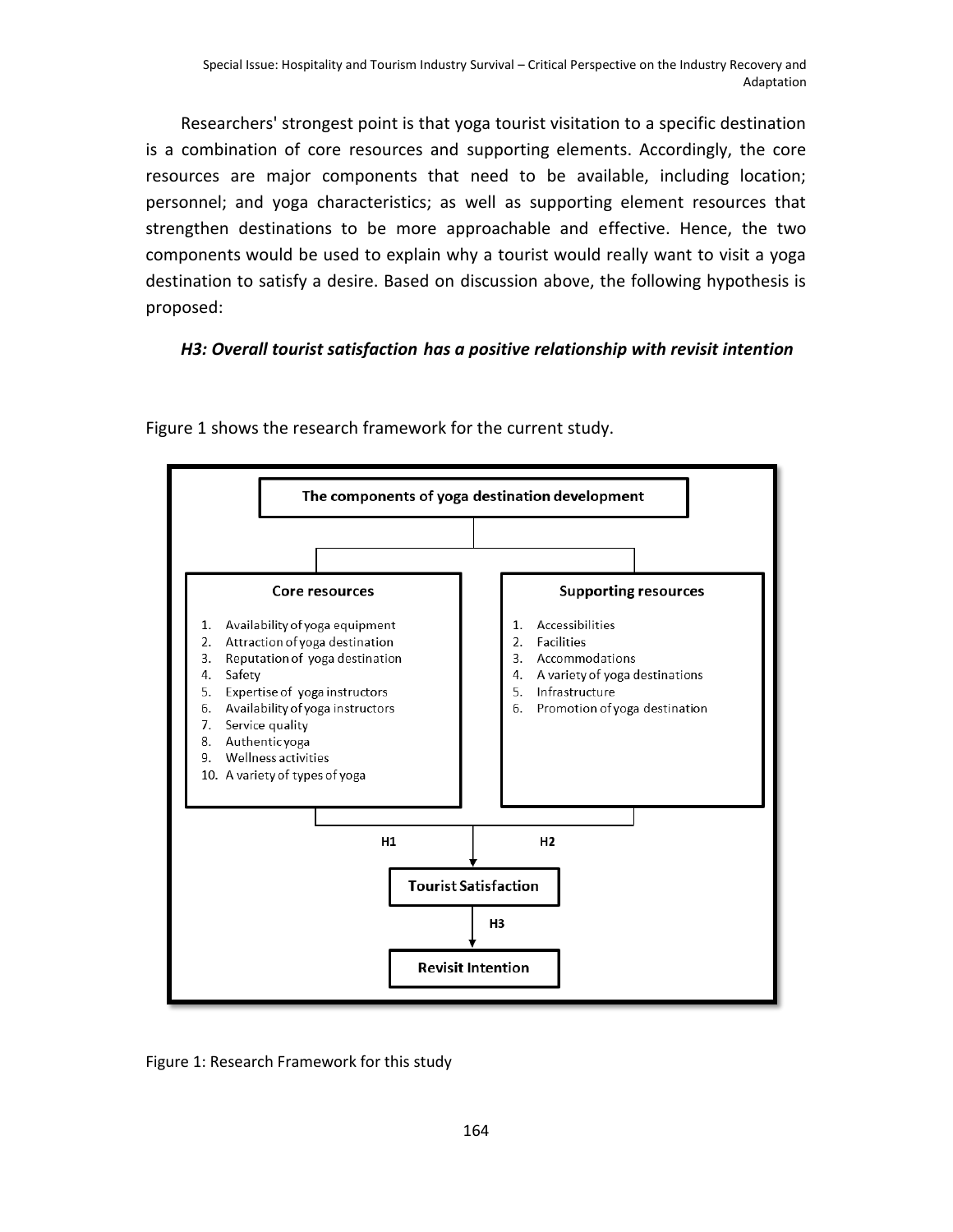Researchers' strongest point is that yoga tourist visitation to a specific destination is a combination of core resources and supporting elements. Accordingly, the core resources are major components that need to be available, including location; personnel; and yoga characteristics; as well as supporting element resources that strengthen destinations to be more approachable and effective. Hence, the two components would be used to explain why a tourist would really want to visit a yoga destination to satisfy a desire. Based on discussion above, the following hypothesis is proposed:

***H3: Overall tourist satisfaction has a positive relationship with revisit intention***

Figure 1 shows the research framework for the current study.

**The components of yoga destination development**

**Core resources**

1. Availability of yoga equipment
2. Attraction of yoga destination
3. Reputation of yoga destination
4. Safety
5. Expertise of yoga instructors
6. Availability of yoga instructors
7. Service quality
8. Authentic yoga
9. Wellness activities
10. A variety of types of yoga

**Supporting resources**

1. Accessibilities
2. Facilities
3. Accommodations
4. A variety of yoga destinations
5. Infrastructure
6. Promotion of yoga destination

H1 H2

**Tourist Satisfaction**

H3

**Revisit Intention**

Figure 1: Research Framework for this study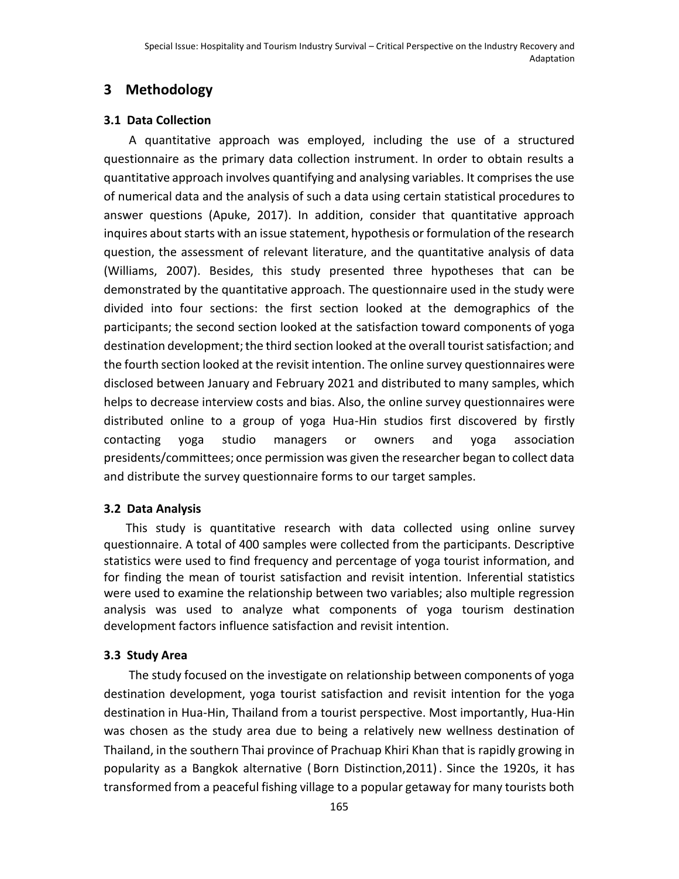## 3 Methodology

### 3.1 Data Collection

A quantitative approach was employed, including the use of a structured questionnaire as the primary data collection instrument. In order to obtain results a quantitative approach involves quantifying and analysing variables. It comprises the use of numerical data and the analysis of such a data using certain statistical procedures to answer questions (Apuke, 2017). In addition, consider that quantitative approach inquires about starts with an issue statement, hypothesis or formulation of the research question, the assessment of relevant literature, and the quantitative analysis of data (Williams, 2007). Besides, this study presented three hypotheses that can be demonstrated by the quantitative approach. The questionnaire used in the study were divided into four sections: the first section looked at the demographics of the participants; the second section looked at the satisfaction toward components of yoga destination development; the third section looked at the overall tourist satisfaction; and the fourth section looked at the revisit intention. The online survey questionnaires were disclosed between January and February 2021 and distributed to many samples, which helps to decrease interview costs and bias. Also, the online survey questionnaires were distributed online to a group of yoga Hua-Hin studios first discovered by firstly contacting yoga studio managers or owners and yoga association presidents/committees; once permission was given the researcher began to collect data and distribute the survey questionnaire forms to our target samples.

### 3.2 Data Analysis

This study is quantitative research with data collected using online survey questionnaire. A total of 400 samples were collected from the participants. Descriptive statistics were used to find frequency and percentage of yoga tourist information, and for finding the mean of tourist satisfaction and revisit intention. Inferential statistics were used to examine the relationship between two variables; also multiple regression analysis was used to analyze what components of yoga tourism destination development factors influence satisfaction and revisit intention.

### 3.3 Study Area

The study focused on the investigate on relationship between components of yoga destination development, yoga tourist satisfaction and revisit intention for the yoga destination in Hua-Hin, Thailand from a tourist perspective. Most importantly, Hua-Hin was chosen as the study area due to being a relatively new wellness destination of Thailand, in the southern Thai province of Prachuap Khiri Khan that is rapidly growing in popularity as a Bangkok alternative ( Born Distinction,2011) . Since the 1920s, it has transformed from a peaceful fishing village to a popular getaway for many tourists both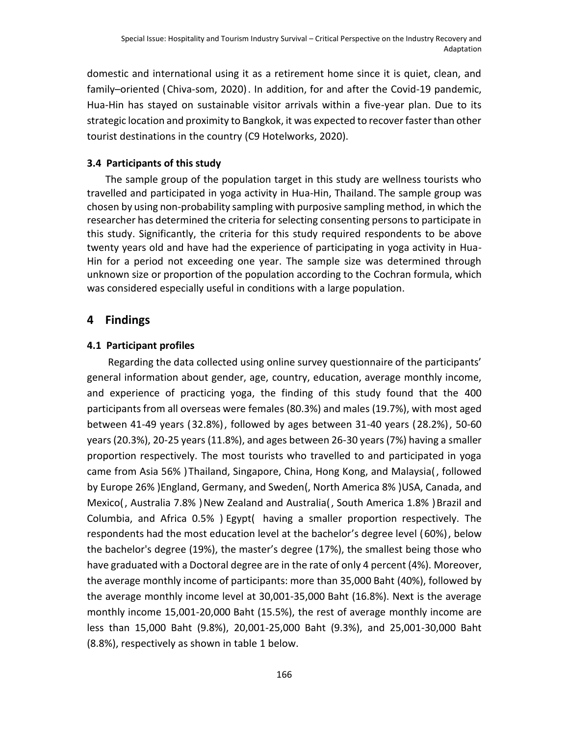domestic and international using it as a retirement home since it is quiet, clean, and family–oriented (Chiva-som, 2020). In addition, for and after the Covid-19 pandemic, Hua-Hin has stayed on sustainable visitor arrivals within a five-year plan. Due to its strategic location and proximity to Bangkok, it was expected to recover faster than other tourist destinations in the country (C9 Hotelworks, 2020).

### 3.4 Participants of this study

The sample group of the population target in this study are wellness tourists who travelled and participated in yoga activity in Hua-Hin, Thailand. The sample group was chosen by using non-probability sampling with purposive sampling method, in which the researcher has determined the criteria for selecting consenting persons to participate in this study. Significantly, the criteria for this study required respondents to be above twenty years old and have had the experience of participating in yoga activity in Hua-Hin for a period not exceeding one year. The sample size was determined through unknown size or proportion of the population according to the Cochran formula, which was considered especially useful in conditions with a large population.

## 4 Findings

### 4.1 Participant profiles

Regarding the data collected using online survey questionnaire of the participants' general information about gender, age, country, education, average monthly income, and experience of practicing yoga, the finding of this study found that the 400 participants from all overseas were females (80.3%) and males (19.7%), with most aged between 41-49 years (32.8%), followed by ages between 31-40 years (28.2%), 50-60 years (20.3%), 20-25 years (11.8%), and ages between 26-30 years (7%) having a smaller proportion respectively. The most tourists who travelled to and participated in yoga came from Asia 56% )Thailand, Singapore, China, Hong Kong, and Malaysia(, followed by Europe 26% )England, Germany, and Sweden(, North America 8% )USA, Canada, and Mexico(, Australia 7.8% )New Zealand and Australia(, South America 1.8% )Brazil and Columbia, and Africa 0.5% ) Egypt( having a smaller proportion respectively. The respondents had the most education level at the bachelor's degree level (60%), below the bachelor's degree (19%), the master's degree (17%), the smallest being those who have graduated with a Doctoral degree are in the rate of only 4 percent (4%). Moreover, the average monthly income of participants: more than 35,000 Baht (40%), followed by the average monthly income level at 30,001-35,000 Baht (16.8%). Next is the average monthly income 15,001-20,000 Baht (15.5%), the rest of average monthly income are less than 15,000 Baht (9.8%), 20,001-25,000 Baht (9.3%), and 25,001-30,000 Baht (8.8%), respectively as shown in table 1 below.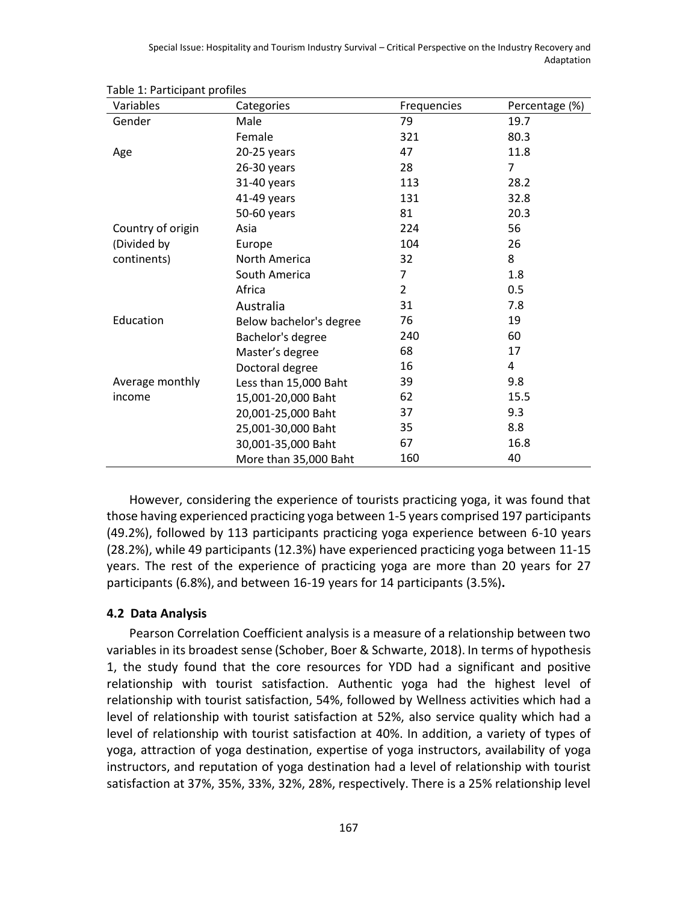Table 1: Participant profiles

| Variables | Categories | Frequencies | Percentage (%) |
|---|---|---|---|
| Gender | Male | 79 | 19.7 |
| | Female | 321 | 80.3 |
| Age | 20-25 years | 47 | 11.8 |
| | 26-30 years | 28 | 7 |
| | 31-40 years | 113 | 28.2 |
| | 41-49 years | 131 | 32.8 |
| | 50-60 years | 81 | 20.3 |
| Country of origin (Divided by continents) | Asia | 224 | 56 |
| | Europe | 104 | 26 |
| | North America | 32 | 8 |
| | South America | 7 | 1.8 |
| | Africa | 2 | 0.5 |
| | Australia | 31 | 7.8 |
| Education | Below bachelor's degree | 76 | 19 |
| | Bachelor's degree | 240 | 60 |
| | Master's degree | 68 | 17 |
| | Doctoral degree | 16 | 4 |
| Average monthly income | Less than 15,000 Baht | 39 | 9.8 |
| | 15,001-20,000 Baht | 62 | 15.5 |
| | 20,001-25,000 Baht | 37 | 9.3 |
| | 25,001-30,000 Baht | 35 | 8.8 |
| | 30,001-35,000 Baht | 67 | 16.8 |
| | More than 35,000 Baht | 160 | 40 |

However, considering the experience of tourists practicing yoga, it was found that those having experienced practicing yoga between 1-5 years comprised 197 participants (49.2%), followed by 113 participants practicing yoga experience between 6-10 years (28.2%), while 49 participants (12.3%) have experienced practicing yoga between 11-15 years. The rest of the experience of practicing yoga are more than 20 years for 27 participants (6.8%), and between 16-19 years for 14 participants (3.5%).

### 4.2 Data Analysis

Pearson Correlation Coefficient analysis is a measure of a relationship between two variables in its broadest sense (Schober, Boer & Schwarte, 2018). In terms of hypothesis 1, the study found that the core resources for YDD had a significant and positive relationship with tourist satisfaction. Authentic yoga had the highest level of relationship with tourist satisfaction, 54%, followed by Wellness activities which had a level of relationship with tourist satisfaction at 52%, also service quality which had a level of relationship with tourist satisfaction at 40%. In addition, a variety of types of yoga, attraction of yoga destination, expertise of yoga instructors, availability of yoga instructors, and reputation of yoga destination had a level of relationship with tourist satisfaction at 37%, 35%, 33%, 32%, 28%, respectively. There is a 25% relationship level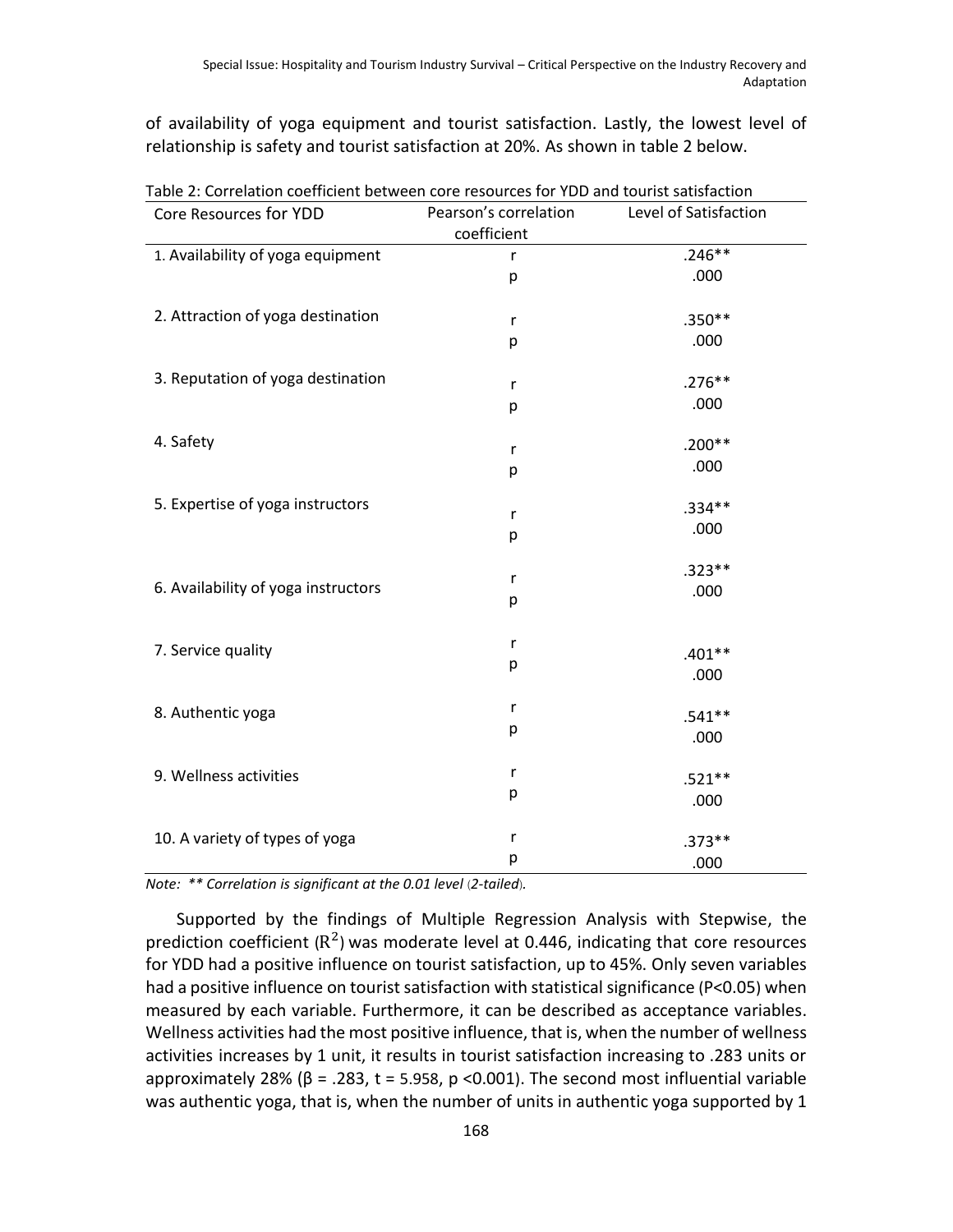of availability of yoga equipment and tourist satisfaction. Lastly, the lowest level of relationship is safety and tourist satisfaction at 20%. As shown in table 2 below.

Table 2: Correlation coefficient between core resources for YDD and tourist satisfaction

| Core Resources for YDD | Pearson's correlation coefficient | Level of Satisfaction |
|---|---|---|
| 1. Availability of yoga equipment | r | .246** |
| | p | .000 |
| 2. Attraction of yoga destination | r | .350** |
| | p | .000 |
| 3. Reputation of yoga destination | r | .276** |
| | p | .000 |
| 4. Safety | r | .200** |
| | p | .000 |
| 5. Expertise of yoga instructors | r | .334** |
| | p | .000 |
| 6. Availability of yoga instructors | r | .323** |
| | p | .000 |
| 7. Service quality | r | .401** |
| | p | .000 |
| 8. Authentic yoga | r | .541** |
| | p | .000 |
| 9. Wellness activities | r | .521** |
| | p | .000 |
| 10. A variety of types of yoga | r | .373** |
| | p | .000 |

*Note: ** Correlation is significant at the 0.01 level (2-tailed).*

Supported by the findings of Multiple Regression Analysis with Stepwise, the prediction coefficient ($R^2$) was moderate level at 0.446, indicating that core resources for YDD had a positive influence on tourist satisfaction, up to 45%. Only seven variables had a positive influence on tourist satisfaction with statistical significance ($P<0.05$) when measured by each variable. Furthermore, it can be described as acceptance variables. Wellness activities had the most positive influence, that is, when the number of wellness activities increases by 1 unit, it results in tourist satisfaction increasing to .283 units or approximately 28% ($\beta$ = .283, t = 5.958, $p<0.001$). The second most influential variable was authentic yoga, that is, when the number of units in authentic yoga supported by 1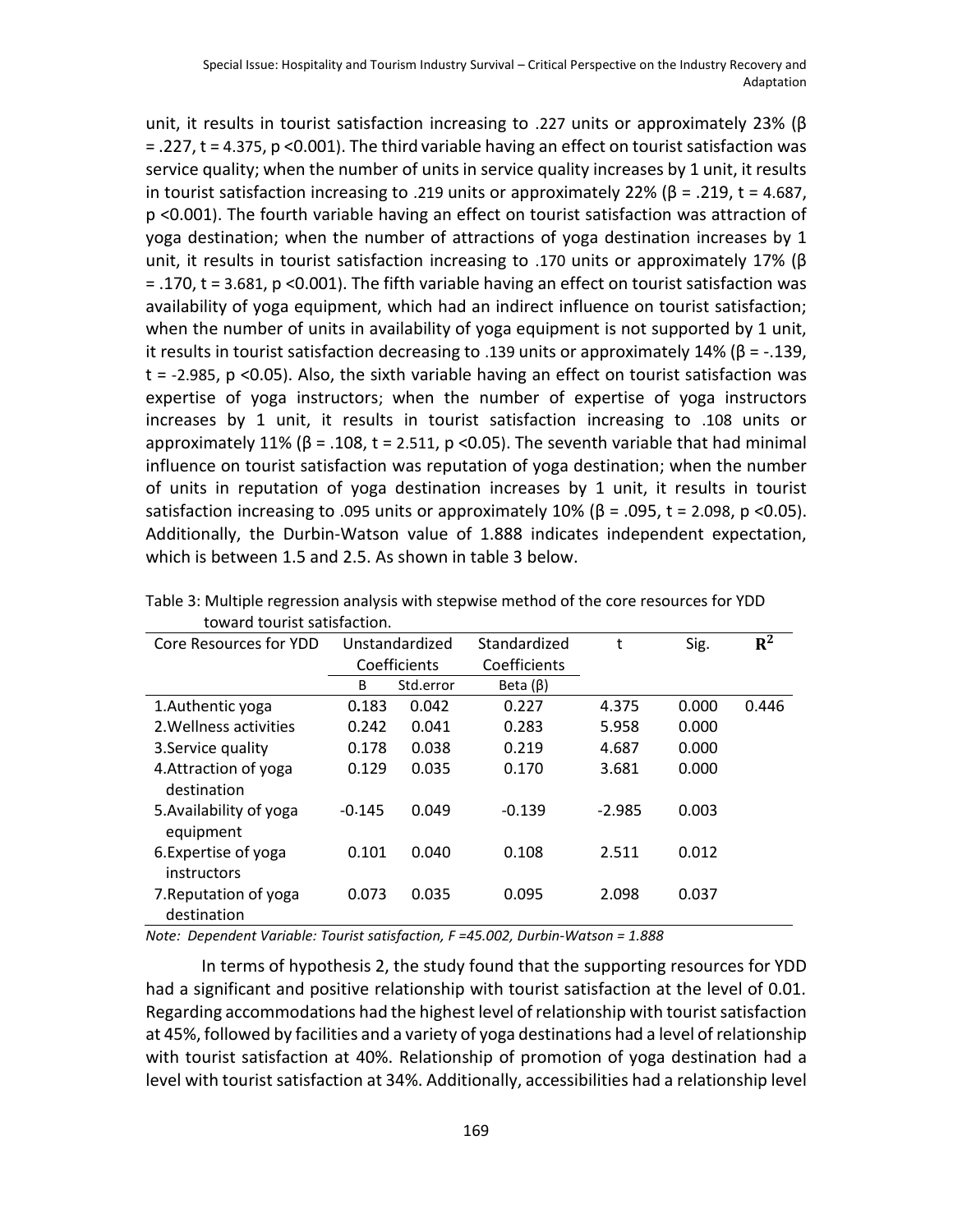unit, it results in tourist satisfaction increasing to .227 units or approximately 23% (β = .227, t = 4.375, p <0.001). The third variable having an effect on tourist satisfaction was service quality; when the number of units in service quality increases by 1 unit, it results in tourist satisfaction increasing to .219 units or approximately 22% (β = .219, t = 4.687, p <0.001). The fourth variable having an effect on tourist satisfaction was attraction of yoga destination; when the number of attractions of yoga destination increases by 1 unit, it results in tourist satisfaction increasing to .170 units or approximately 17% (β = .170, t = 3.681, p <0.001). The fifth variable having an effect on tourist satisfaction was availability of yoga equipment, which had an indirect influence on tourist satisfaction; when the number of units in availability of yoga equipment is not supported by 1 unit, it results in tourist satisfaction decreasing to .139 units or approximately 14% (β = -.139, t = -2.985, p <0.05). Also, the sixth variable having an effect on tourist satisfaction was expertise of yoga instructors; when the number of expertise of yoga instructors increases by 1 unit, it results in tourist satisfaction increasing to .108 units or approximately 11% (β = .108, t = 2.511, p <0.05). The seventh variable that had minimal influence on tourist satisfaction was reputation of yoga destination; when the number of units in reputation of yoga destination increases by 1 unit, it results in tourist satisfaction increasing to .095 units or approximately 10% (β = .095, t = 2.098, p <0.05). Additionally, the Durbin-Watson value of 1.888 indicates independent expectation, which is between 1.5 and 2.5. As shown in table 3 below.

Table 3: Multiple regression analysis with stepwise method of the core resources for YDD toward tourist satisfaction.

| Core Resources for YDD | Unstandardized Coefficients | | Standardized Coefficients | t | Sig. | $R^2$ |
|---|---|---|---|---|---|---|
| | B | Std.error | Beta (β) | | | |
| 1.Authentic yoga | 0.183 | 0.042 | 0.227 | 4.375 | 0.000 | 0.446 |
| 2.Wellness activities | 0.242 | 0.041 | 0.283 | 5.958 | 0.000 | |
| 3.Service quality | 0.178 | 0.038 | 0.219 | 4.687 | 0.000 | |
| 4.Attraction of yoga destination | 0.129 | 0.035 | 0.170 | 3.681 | 0.000 | |
| 5.Availability of yoga equipment | -0.145 | 0.049 | -0.139 | -2.985 | 0.003 | |
| 6.Expertise of yoga instructors | 0.101 | 0.040 | 0.108 | 2.511 | 0.012 | |
| 7.Reputation of yoga destination | 0.073 | 0.035 | 0.095 | 2.098 | 0.037 | |

*Note: Dependent Variable: Tourist satisfaction, F =45.002, Durbin-Watson = 1.888*

In terms of hypothesis 2, the study found that the supporting resources for YDD had a significant and positive relationship with tourist satisfaction at the level of 0.01. Regarding accommodations had the highest level of relationship with tourist satisfaction at 45%, followed by facilities and a variety of yoga destinations had a level of relationship with tourist satisfaction at 40%. Relationship of promotion of yoga destination had a level with tourist satisfaction at 34%. Additionally, accessibilities had a relationship level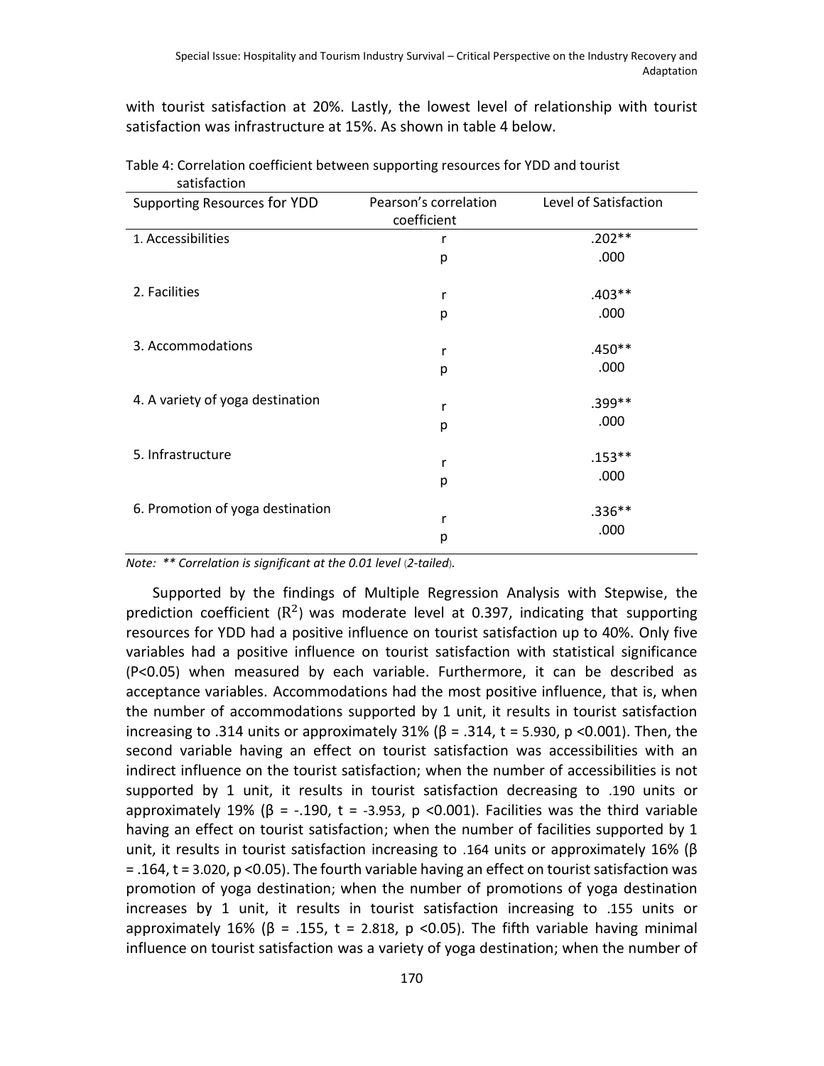with tourist satisfaction at 20%. Lastly, the lowest level of relationship with tourist satisfaction was infrastructure at 15%. As shown in table 4 below.

Table 4: Correlation coefficient between supporting resources for YDD and tourist satisfaction

| Supporting Resources for YDD | Pearson's correlation coefficient | Level of Satisfaction |
|---|---|---|
| 1. Accessibilities | r | .202** |
| | p | .000 |
| 2. Facilities | r | .403** |
| | p | .000 |
| 3. Accommodations | r | .450** |
| | p | .000 |
| 4. A variety of yoga destination | r | .399** |
| | p | .000 |
| 5. Infrastructure | r | .153** |
| | p | .000 |
| 6. Promotion of yoga destination | r | .336** |
| | p | .000 |

*Note: ** Correlation is significant at the 0.01 level (2-tailed).*

Supported by the findings of Multiple Regression Analysis with Stepwise, the prediction coefficient ($R^2$) was moderate level at 0.397, indicating that supporting resources for YDD had a positive influence on tourist satisfaction up to 40%. Only five variables had a positive influence on tourist satisfaction with statistical significance ($P<0.05$) when measured by each variable. Furthermore, it can be described as acceptance variables. Accommodations had the most positive influence, that is, when the number of accommodations supported by 1 unit, it results in tourist satisfaction increasing to .314 units or approximately 31% ($\beta$ = .314, t = 5.930, $p <0.001$). Then, the second variable having an effect on tourist satisfaction was accessibilities with an indirect influence on the tourist satisfaction; when the number of accessibilities is not supported by 1 unit, it results in tourist satisfaction decreasing to .190 units or approximately 19% ($\beta$ = -.190, t = -3.953, $p <0.001$). Facilities was the third variable having an effect on tourist satisfaction; when the number of facilities supported by 1 unit, it results in tourist satisfaction increasing to .164 units or approximately 16% ($\beta$ = .164, t = 3.020, $p <0.05$). The fourth variable having an effect on tourist satisfaction was promotion of yoga destination; when the number of promotions of yoga destination increases by 1 unit, it results in tourist satisfaction increasing to .155 units or approximately 16% ($\beta$ = .155, t = 2.818, $p <0.05$). The fifth variable having minimal influence on tourist satisfaction was a variety of yoga destination; when the number of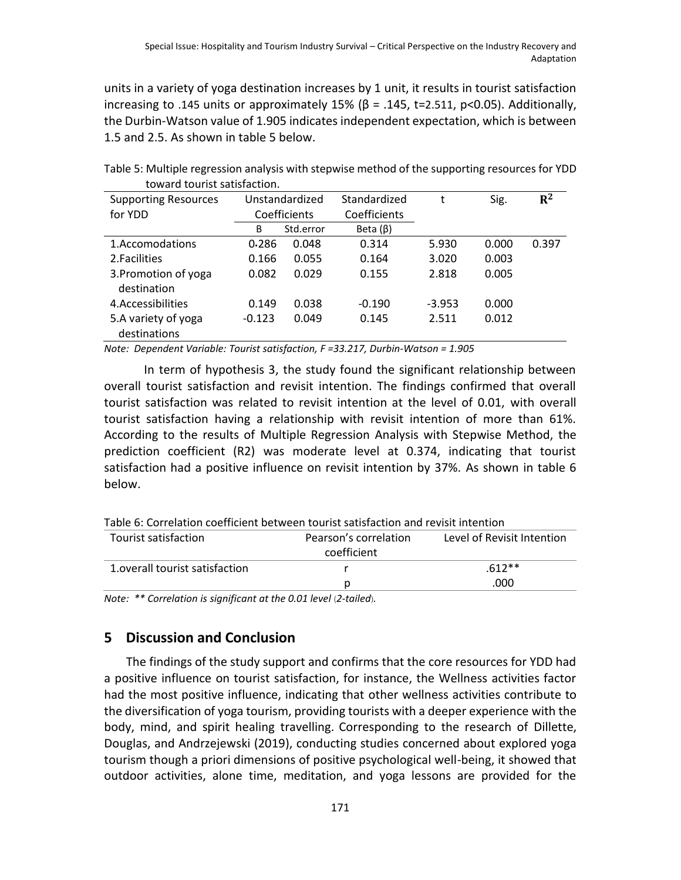units in a variety of yoga destination increases by 1 unit, it results in tourist satisfaction increasing to .145 units or approximately 15% (β = .145, t=2.511, p<0.05). Additionally, the Durbin-Watson value of 1.905 indicates independent expectation, which is between 1.5 and 2.5. As shown in table 5 below.

Table 5: Multiple regression analysis with stepwise method of the supporting resources for YDD toward tourist satisfaction.

| Supporting Resources for YDD | Unstandardized Coefficients | | Standardized Coefficients | t | Sig. | $R^2$ |
|---|---|---|---|---|---|---|
| | B | Std.error | Beta (β) | | | |
| 1.Accomodations | 0.286 | 0.048 | 0.314 | 5.930 | 0.000 | 0.397 |
| 2.Facilities | 0.166 | 0.055 | 0.164 | 3.020 | 0.003 | |
| 3.Promotion of yoga destination | 0.082 | 0.029 | 0.155 | 2.818 | 0.005 | |
| 4.Accessibilities | 0.149 | 0.038 | -0.190 | -3.953 | 0.000 | |
| 5.A variety of yoga destinations | -0.123 | 0.049 | 0.145 | 2.511 | 0.012 | |

*Note: Dependent Variable: Tourist satisfaction, F =33.217, Durbin-Watson = 1.905*

In term of hypothesis 3, the study found the significant relationship between overall tourist satisfaction and revisit intention. The findings confirmed that overall tourist satisfaction was related to revisit intention at the level of 0.01, with overall tourist satisfaction having a relationship with revisit intention of more than 61%. According to the results of Multiple Regression Analysis with Stepwise Method, the prediction coefficient (R2) was moderate level at 0.374, indicating that tourist satisfaction had a positive influence on revisit intention by 37%. As shown in table 6 below.

Table 6: Correlation coefficient between tourist satisfaction and revisit intention

| Tourist satisfaction | Pearson's correlation coefficient | Level of Revisit Intention |
|---|---|---|
| 1.overall tourist satisfaction | r | .612** |
| | p | .000 |

*Note: ** Correlation is significant at the 0.01 level (2-tailed).*

## 5 Discussion and Conclusion

The findings of the study support and confirms that the core resources for YDD had a positive influence on tourist satisfaction, for instance, the Wellness activities factor had the most positive influence, indicating that other wellness activities contribute to the diversification of yoga tourism, providing tourists with a deeper experience with the body, mind, and spirit healing travelling. Corresponding to the research of Dillette, Douglas, and Andrzejewski (2019), conducting studies concerned about explored yoga tourism though a priori dimensions of positive psychological well-being, it showed that outdoor activities, alone time, meditation, and yoga lessons are provided for the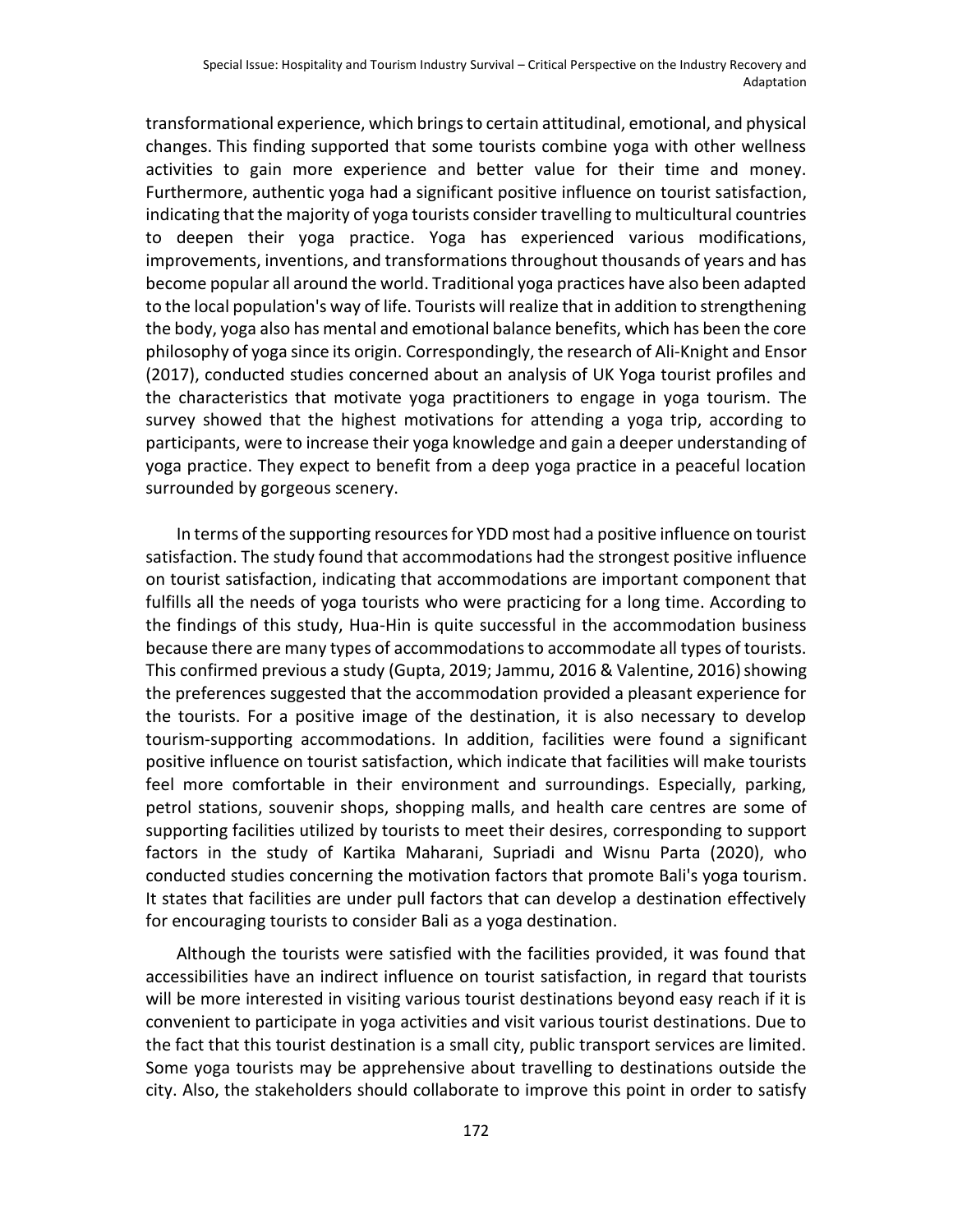transformational experience, which brings to certain attitudinal, emotional, and physical changes. This finding supported that some tourists combine yoga with other wellness activities to gain more experience and better value for their time and money. Furthermore, authentic yoga had a significant positive influence on tourist satisfaction, indicating that the majority of yoga tourists consider travelling to multicultural countries to deepen their yoga practice. Yoga has experienced various modifications, improvements, inventions, and transformations throughout thousands of years and has become popular all around the world. Traditional yoga practices have also been adapted to the local population's way of life. Tourists will realize that in addition to strengthening the body, yoga also has mental and emotional balance benefits, which has been the core philosophy of yoga since its origin. Correspondingly, the research of Ali-Knight and Ensor (2017), conducted studies concerned about an analysis of UK Yoga tourist profiles and the characteristics that motivate yoga practitioners to engage in yoga tourism. The survey showed that the highest motivations for attending a yoga trip, according to participants, were to increase their yoga knowledge and gain a deeper understanding of yoga practice. They expect to benefit from a deep yoga practice in a peaceful location surrounded by gorgeous scenery.

In terms of the supporting resources for YDD most had a positive influence on tourist satisfaction. The study found that accommodations had the strongest positive influence on tourist satisfaction, indicating that accommodations are important component that fulfills all the needs of yoga tourists who were practicing for a long time. According to the findings of this study, Hua-Hin is quite successful in the accommodation business because there are many types of accommodations to accommodate all types of tourists. This confirmed previous a study (Gupta, 2019; Jammu, 2016 & Valentine, 2016) showing the preferences suggested that the accommodation provided a pleasant experience for the tourists. For a positive image of the destination, it is also necessary to develop tourism-supporting accommodations. In addition, facilities were found a significant positive influence on tourist satisfaction, which indicate that facilities will make tourists feel more comfortable in their environment and surroundings. Especially, parking, petrol stations, souvenir shops, shopping malls, and health care centres are some of supporting facilities utilized by tourists to meet their desires, corresponding to support factors in the study of Kartika Maharani, Supriadi and Wisnu Parta (2020), who conducted studies concerning the motivation factors that promote Bali's yoga tourism. It states that facilities are under pull factors that can develop a destination effectively for encouraging tourists to consider Bali as a yoga destination.

Although the tourists were satisfied with the facilities provided, it was found that accessibilities have an indirect influence on tourist satisfaction, in regard that tourists will be more interested in visiting various tourist destinations beyond easy reach if it is convenient to participate in yoga activities and visit various tourist destinations. Due to the fact that this tourist destination is a small city, public transport services are limited. Some yoga tourists may be apprehensive about travelling to destinations outside the city. Also, the stakeholders should collaborate to improve this point in order to satisfy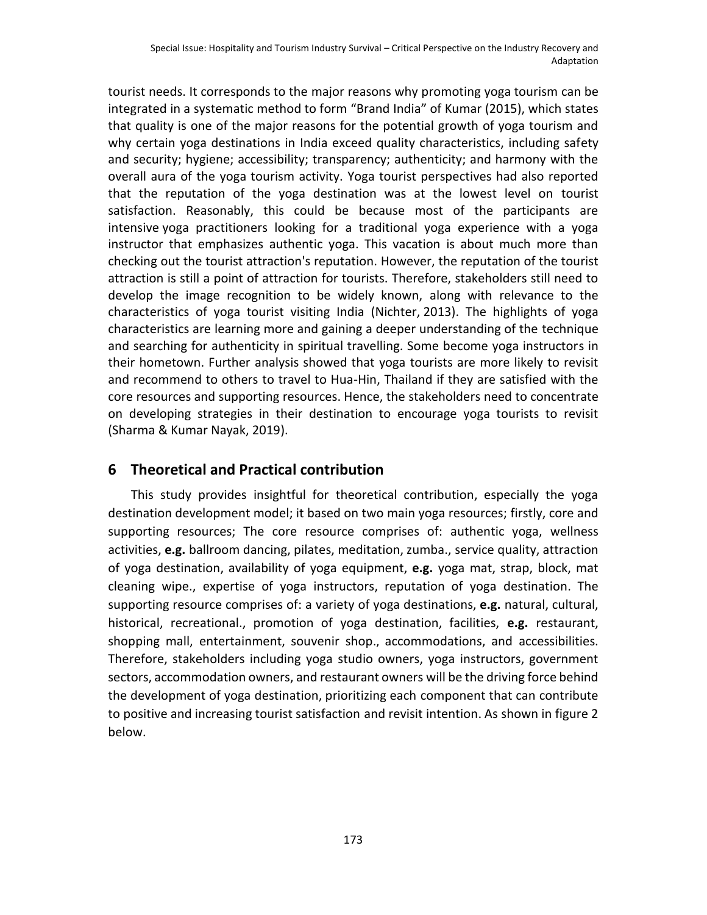tourist needs. It corresponds to the major reasons why promoting yoga tourism can be integrated in a systematic method to form “Brand India” of Kumar (2015), which states that quality is one of the major reasons for the potential growth of yoga tourism and why certain yoga destinations in India exceed quality characteristics, including safety and security; hygiene; accessibility; transparency; authenticity; and harmony with the overall aura of the yoga tourism activity. Yoga tourist perspectives had also reported that the reputation of the yoga destination was at the lowest level on tourist satisfaction. Reasonably, this could be because most of the participants are intensive yoga practitioners looking for a traditional yoga experience with a yoga instructor that emphasizes authentic yoga. This vacation is about much more than checking out the tourist attraction's reputation. However, the reputation of the tourist attraction is still a point of attraction for tourists. Therefore, stakeholders still need to develop the image recognition to be widely known, along with relevance to the characteristics of yoga tourist visiting India (Nichter, 2013). The highlights of yoga characteristics are learning more and gaining a deeper understanding of the technique and searching for authenticity in spiritual travelling. Some become yoga instructors in their hometown. Further analysis showed that yoga tourists are more likely to revisit and recommend to others to travel to Hua-Hin, Thailand if they are satisfied with the core resources and supporting resources. Hence, the stakeholders need to concentrate on developing strategies in their destination to encourage yoga tourists to revisit (Sharma & Kumar Nayak, 2019).

## 6 Theoretical and Practical contribution

This study provides insightful for theoretical contribution, especially the yoga destination development model; it based on two main yoga resources; firstly, core and supporting resources; The core resource comprises of: authentic yoga, wellness activities, **e.g.** ballroom dancing, pilates, meditation, zumba., service quality, attraction of yoga destination, availability of yoga equipment, **e.g.** yoga mat, strap, block, mat cleaning wipe., expertise of yoga instructors, reputation of yoga destination. The supporting resource comprises of: a variety of yoga destinations, **e.g.** natural, cultural, historical, recreational., promotion of yoga destination, facilities, **e.g.** restaurant, shopping mall, entertainment, souvenir shop., accommodations, and accessibilities. Therefore, stakeholders including yoga studio owners, yoga instructors, government sectors, accommodation owners, and restaurant owners will be the driving force behind the development of yoga destination, prioritizing each component that can contribute to positive and increasing tourist satisfaction and revisit intention. As shown in figure 2 below.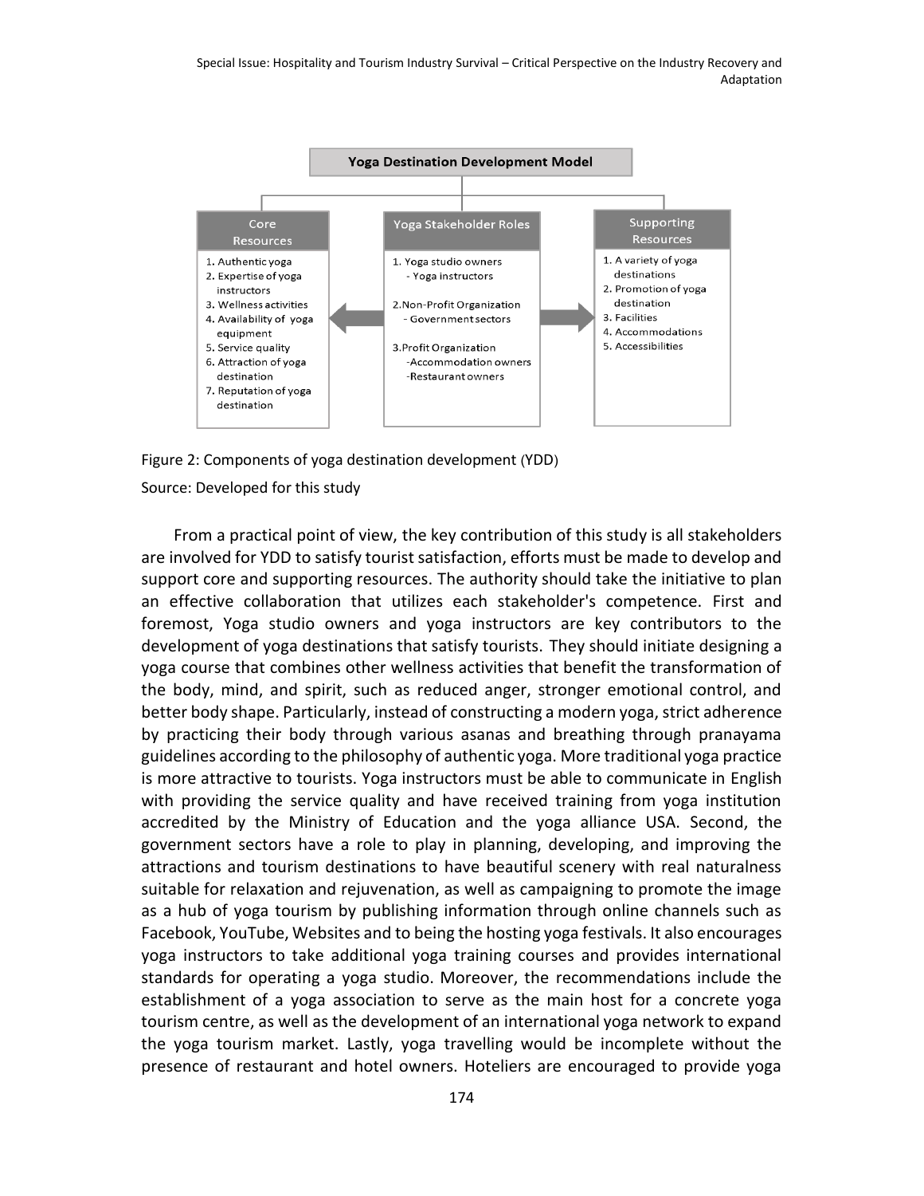**Yoga Destination Development Model**

| Core Resources | Yoga Stakeholder Roles | Supporting Resources |
|---|---|---|
| 1. Authentic yoga | 1. Yoga studio owners<br>- Yoga instructors | 1. A variety of yoga destinations |
| 2. Expertise of yoga instructors | 2. Non-Profit Organization<br>- Government sectors | 2. Promotion of yoga destination |
| 3. Wellness activities | 3. Profit Organization<br>-Accommodation owners<br>-Restaurant owners | 3. Facilities |
| 4. Availability of yoga equipment | | 4. Accommodations |
| 5. Service quality | | 5. Accessibilities |
| 6. Attraction of yoga destination | | |
| 7. Reputation of yoga destination | | |

Figure 2: Components of yoga destination development (YDD)

Source: Developed for this study

From a practical point of view, the key contribution of this study is all stakeholders are involved for YDD to satisfy tourist satisfaction, efforts must be made to develop and support core and supporting resources. The authority should take the initiative to plan an effective collaboration that utilizes each stakeholder's competence. First and foremost, Yoga studio owners and yoga instructors are key contributors to the development of yoga destinations that satisfy tourists. They should initiate designing a yoga course that combines other wellness activities that benefit the transformation of the body, mind, and spirit, such as reduced anger, stronger emotional control, and better body shape. Particularly, instead of constructing a modern yoga, strict adherence by practicing their body through various asanas and breathing through pranayama guidelines according to the philosophy of authentic yoga. More traditional yoga practice is more attractive to tourists. Yoga instructors must be able to communicate in English with providing the service quality and have received training from yoga institution accredited by the Ministry of Education and the yoga alliance USA. Second, the government sectors have a role to play in planning, developing, and improving the attractions and tourism destinations to have beautiful scenery with real naturalness suitable for relaxation and rejuvenation, as well as campaigning to promote the image as a hub of yoga tourism by publishing information through online channels such as Facebook, YouTube, Websites and to being the hosting yoga festivals. It also encourages yoga instructors to take additional yoga training courses and provides international standards for operating a yoga studio. Moreover, the recommendations include the establishment of a yoga association to serve as the main host for a concrete yoga tourism centre, as well as the development of an international yoga network to expand the yoga tourism market. Lastly, yoga travelling would be incomplete without the presence of restaurant and hotel owners. Hoteliers are encouraged to provide yoga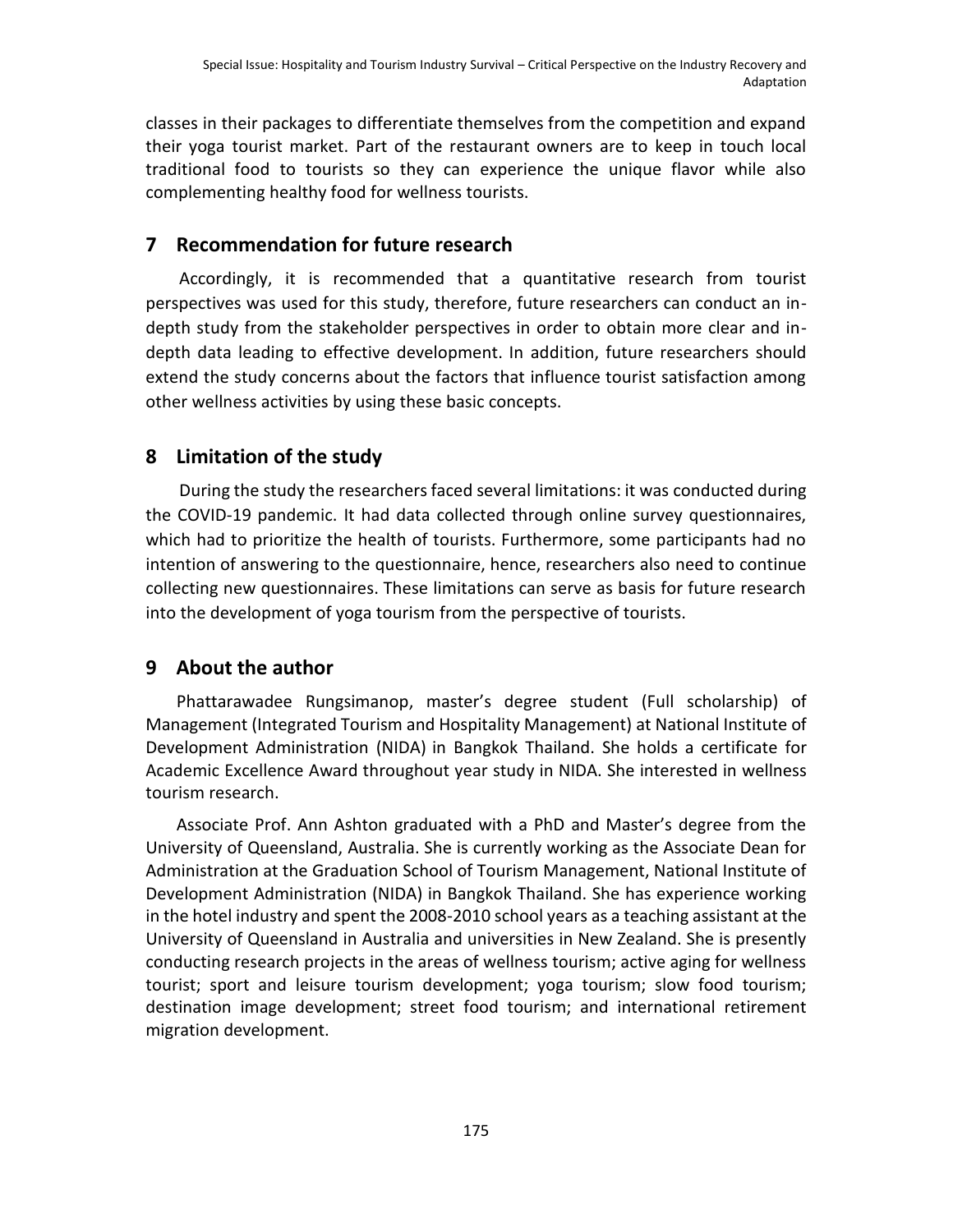classes in their packages to differentiate themselves from the competition and expand their yoga tourist market. Part of the restaurant owners are to keep in touch local traditional food to tourists so they can experience the unique flavor while also complementing healthy food for wellness tourists.

## 7 Recommendation for future research

Accordingly, it is recommended that a quantitative research from tourist perspectives was used for this study, therefore, future researchers can conduct an in-depth study from the stakeholder perspectives in order to obtain more clear and in-depth data leading to effective development. In addition, future researchers should extend the study concerns about the factors that influence tourist satisfaction among other wellness activities by using these basic concepts.

## 8 Limitation of the study

During the study the researchers faced several limitations: it was conducted during the COVID-19 pandemic. It had data collected through online survey questionnaires, which had to prioritize the health of tourists. Furthermore, some participants had no intention of answering to the questionnaire, hence, researchers also need to continue collecting new questionnaires. These limitations can serve as basis for future research into the development of yoga tourism from the perspective of tourists.

## 9 About the author

Phattarawadee Rungsimanop, master's degree student (Full scholarship) of Management (Integrated Tourism and Hospitality Management) at National Institute of Development Administration (NIDA) in Bangkok Thailand. She holds a certificate for Academic Excellence Award throughout year study in NIDA. She interested in wellness tourism research.

Associate Prof. Ann Ashton graduated with a PhD and Master's degree from the University of Queensland, Australia. She is currently working as the Associate Dean for Administration at the Graduation School of Tourism Management, National Institute of Development Administration (NIDA) in Bangkok Thailand. She has experience working in the hotel industry and spent the 2008-2010 school years as a teaching assistant at the University of Queensland in Australia and universities in New Zealand. She is presently conducting research projects in the areas of wellness tourism; active aging for wellness tourist; sport and leisure tourism development; yoga tourism; slow food tourism; destination image development; street food tourism; and international retirement migration development.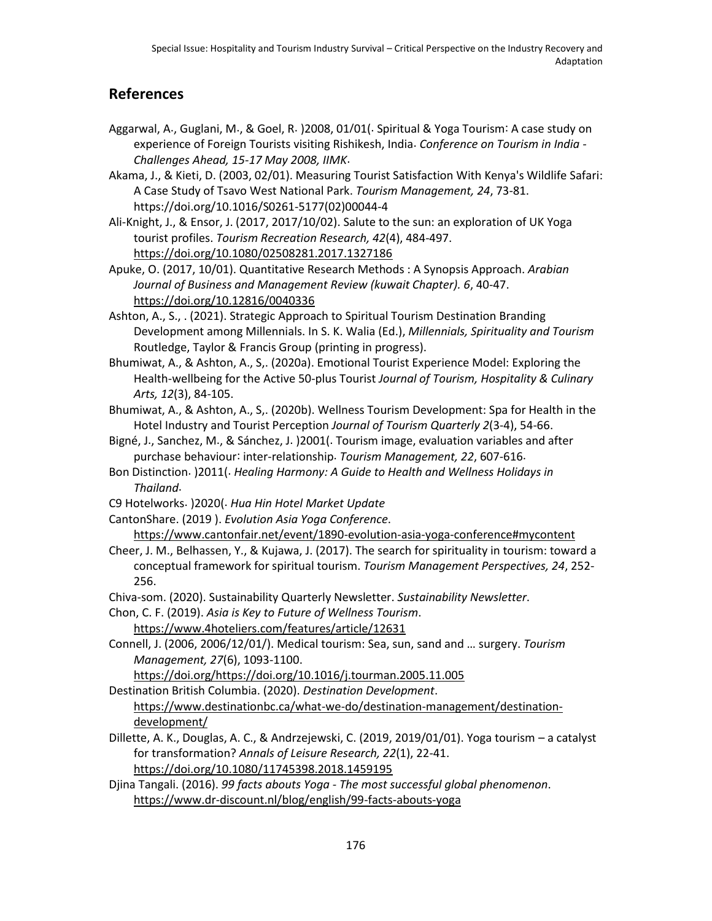## References

Aggarwal, A., Guglani, M., & Goel, R. )2008, 01/01(. Spiritual & Yoga Tourism: A case study on experience of Foreign Tourists visiting Rishikesh, India. *Conference on Tourism in India - Challenges Ahead, 15-17 May 2008, IIMK*.

Akama, J., & Kieti, D. (2003, 02/01). Measuring Tourist Satisfaction With Kenya's Wildlife Safari: A Case Study of Tsavo West National Park. *Tourism Management, 24*, 73-81. https://doi.org/10.1016/S0261-5177(02)00044-4

Ali-Knight, J., & Ensor, J. (2017, 2017/10/02). Salute to the sun: an exploration of UK Yoga tourist profiles. *Tourism Recreation Research, 42*(4), 484-497. https://doi.org/10.1080/02508281.2017.1327186

Apuke, O. (2017, 10/01). Quantitative Research Methods : A Synopsis Approach. *Arabian Journal of Business and Management Review (kuwait Chapter). 6*, 40-47. https://doi.org/10.12816/0040336

Ashton, A., S., . (2021). Strategic Approach to Spiritual Tourism Destination Branding Development among Millennials. In S. K. Walia (Ed.), *Millennials, Spirituality and Tourism* Routledge, Taylor & Francis Group (printing in progress).

Bhumiwat, A., & Ashton, A., S,. (2020a). Emotional Tourist Experience Model: Exploring the Health-wellbeing for the Active 50-plus Tourist *Journal of Tourism, Hospitality & Culinary Arts, 12*(3), 84-105.

Bhumiwat, A., & Ashton, A., S,. (2020b). Wellness Tourism Development: Spa for Health in the Hotel Industry and Tourist Perception *Journal of Tourism Quarterly 2*(3-4), 54-66.

Bigné, J., Sanchez, M., & Sánchez, J. )2001(. Tourism image, evaluation variables and after purchase behaviour: inter-relationship. *Tourism Management, 22*, 607-616.

Bon Distinction. )2011(. *Healing Harmony: A Guide to Health and Wellness Holidays in Thailand*.

C9 Hotelworks. )2020(. *Hua Hin Hotel Market Update*

CantonShare. (2019 ). *Evolution Asia Yoga Conference*. https://www.cantonfair.net/event/1890-evolution-asia-yoga-conference#mycontent

Cheer, J. M., Belhassen, Y., & Kujawa, J. (2017). The search for spirituality in tourism: toward a conceptual framework for spiritual tourism. *Tourism Management Perspectives, 24*, 252-256.

Chiva-som. (2020). Sustainability Quarterly Newsletter. *Sustainability Newsletter*.

Chon, C. F. (2019). *Asia is Key to Future of Wellness Tourism*. https://www.4hoteliers.com/features/article/12631

Connell, J. (2006, 2006/12/01/). Medical tourism: Sea, sun, sand and … surgery. *Tourism Management, 27*(6), 1093-1100. https://doi.org/https://doi.org/10.1016/j.tourman.2005.11.005

Destination British Columbia. (2020). *Destination Development*. https://www.destinationbc.ca/what-we-do/destination-management/destination-development/

Dillette, A. K., Douglas, A. C., & Andrzejewski, C. (2019, 2019/01/01). Yoga tourism – a catalyst for transformation? *Annals of Leisure Research, 22*(1), 22-41. https://doi.org/10.1080/11745398.2018.1459195

Djina Tangali. (2016). *99 facts abouts Yoga - The most successful global phenomenon*. https://www.dr-discount.nl/blog/english/99-facts-abouts-yoga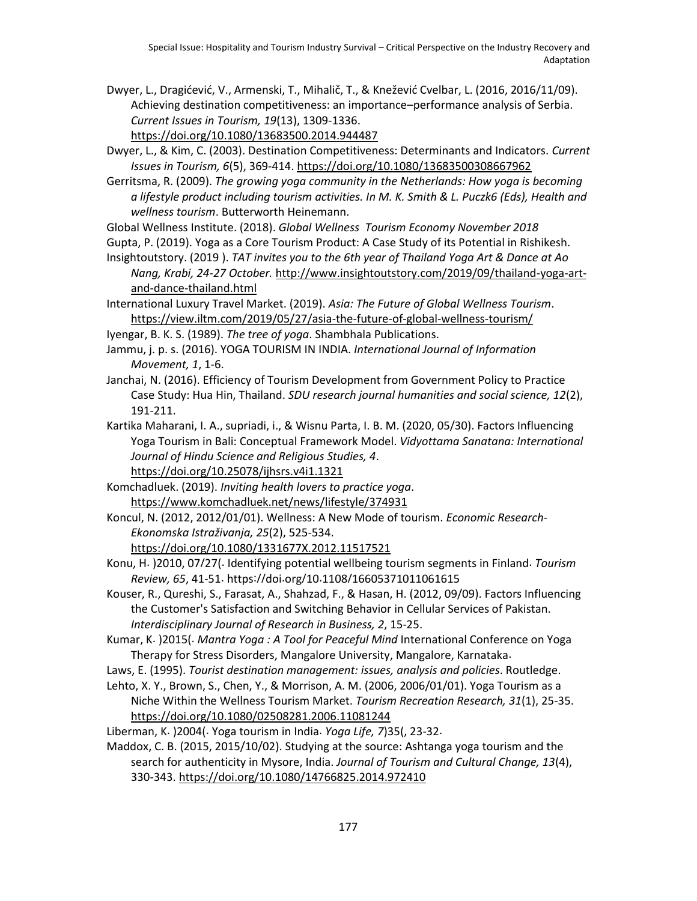Dwyer, L., Dragićević, V., Armenski, T., Mihalič, T., & Knežević Cvelbar, L. (2016, 2016/11/09). Achieving destination competitiveness: an importance–performance analysis of Serbia. *Current Issues in Tourism, 19*(13), 1309-1336. https://doi.org/10.1080/13683500.2014.944487

Dwyer, L., & Kim, C. (2003). Destination Competitiveness: Determinants and Indicators. *Current Issues in Tourism, 6*(5), 369-414. https://doi.org/10.1080/13683500308667962

Gerritsma, R. (2009). *The growing yoga community in the Netherlands: How yoga is becoming a lifestyle product including tourism activities. In M. K. Smith & L. Puczk6 (Eds), Health and wellness tourism*. Butterworth Heinemann.

Global Wellness Institute. (2018). *Global Wellness Tourism Economy November 2018*

Gupta, P. (2019). Yoga as a Core Tourism Product: A Case Study of its Potential in Rishikesh.

Insightoutstory. (2019 ). *TAT invites you to the 6th year of Thailand Yoga Art & Dance at Ao Nang, Krabi, 24-27 October.* http://www.insightoutstory.com/2019/09/thailand-yoga-art-and-dance-thailand.html

International Luxury Travel Market. (2019). *Asia: The Future of Global Wellness Tourism*. https://view.iltm.com/2019/05/27/asia-the-future-of-global-wellness-tourism/

Iyengar, B. K. S. (1989). *The tree of yoga*. Shambhala Publications.

Jammu, j. p. s. (2016). YOGA TOURISM IN INDIA. *International Journal of Information Movement, 1*, 1-6.

Janchai, N. (2016). Efficiency of Tourism Development from Government Policy to Practice Case Study: Hua Hin, Thailand. *SDU research journal humanities and social science, 12*(2), 191-211.

Kartika Maharani, I. A., supriadi, i., & Wisnu Parta, I. B. M. (2020, 05/30). Factors Influencing Yoga Tourism in Bali: Conceptual Framework Model. *Vidyottama Sanatana: International Journal of Hindu Science and Religious Studies, 4*. https://doi.org/10.25078/ijhsrs.v4i1.1321

Komchadluek. (2019). *Inviting health lovers to practice yoga*. https://www.komchadluek.net/news/lifestyle/374931

Koncul, N. (2012, 2012/01/01). Wellness: A New Mode of tourism. *Economic Research-Ekonomska Istraživanja, 25*(2), 525-534. https://doi.org/10.1080/1331677X.2012.11517521

Konu, H. )2010, 07/27(. Identifying potential wellbeing tourism segments in Finland. *Tourism Review, 65*, 41-51. https://doi.org/10.1108/16605371011061615

Kouser, R., Qureshi, S., Farasat, A., Shahzad, F., & Hasan, H. (2012, 09/09). Factors Influencing the Customer's Satisfaction and Switching Behavior in Cellular Services of Pakistan. *Interdisciplinary Journal of Research in Business, 2*, 15-25.

Kumar, K. )2015(. *Mantra Yoga : A Tool for Peaceful Mind* International Conference on Yoga Therapy for Stress Disorders, Mangalore University, Mangalore, Karnataka.

Laws, E. (1995). *Tourist destination management: issues, analysis and policies*. Routledge.

Lehto, X. Y., Brown, S., Chen, Y., & Morrison, A. M. (2006, 2006/01/01). Yoga Tourism as a Niche Within the Wellness Tourism Market. *Tourism Recreation Research, 31*(1), 25-35. https://doi.org/10.1080/02508281.2006.11081244

Liberman, K. )2004(. Yoga tourism in India. *Yoga Life, 7*)35(, 23-32.

Maddox, C. B. (2015, 2015/10/02). Studying at the source: Ashtanga yoga tourism and the search for authenticity in Mysore, India. *Journal of Tourism and Cultural Change, 13*(4), 330-343. https://doi.org/10.1080/14766825.2014.972410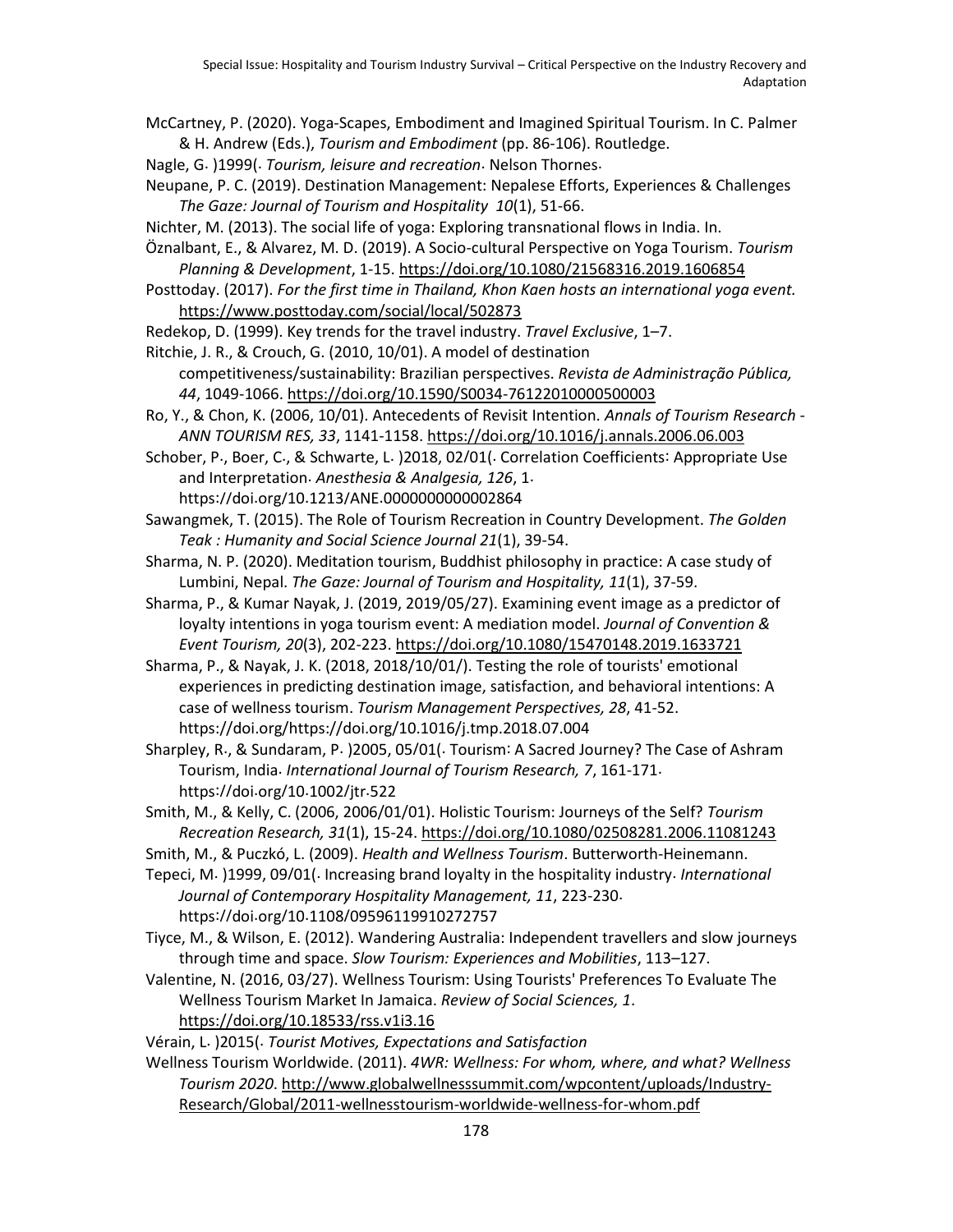McCartney, P. (2020). Yoga-Scapes, Embodiment and Imagined Spiritual Tourism. In C. Palmer & H. Andrew (Eds.), *Tourism and Embodiment* (pp. 86-106). Routledge.

Nagle, G. )1999(. *Tourism, leisure and recreation*. Nelson Thornes.

Neupane, P. C. (2019). Destination Management: Nepalese Efforts, Experiences & Challenges *The Gaze: Journal of Tourism and Hospitality 10*(1), 51-66.

Nichter, M. (2013). The social life of yoga: Exploring transnational flows in India. In.

Öznalbant, E., & Alvarez, M. D. (2019). A Socio-cultural Perspective on Yoga Tourism. *Tourism Planning & Development*, 1-15. https://doi.org/10.1080/21568316.2019.1606854

Posttoday. (2017). *For the first time in Thailand, Khon Kaen hosts an international yoga event.* https://www.posttoday.com/social/local/502873

Redekop, D. (1999). Key trends for the travel industry. *Travel Exclusive*, 1–7.

Ritchie, J. R., & Crouch, G. (2010, 10/01). A model of destination competitiveness/sustainability: Brazilian perspectives. *Revista de Administração Pública, 44*, 1049-1066. https://doi.org/10.1590/S0034-76122010000500003

Ro, Y., & Chon, K. (2006, 10/01). Antecedents of Revisit Intention. *Annals of Tourism Research - ANN TOURISM RES, 33*, 1141-1158. https://doi.org/10.1016/j.annals.2006.06.003

Schober, P., Boer, C., & Schwarte, L. )2018, 02/01(. Correlation Coefficients: Appropriate Use and Interpretation. *Anesthesia & Analgesia, 126*, 1. https://doi.org/10.1213/ANE.0000000000002864

Sawangmek, T. (2015). The Role of Tourism Recreation in Country Development. *The Golden Teak : Humanity and Social Science Journal 21*(1), 39-54.

Sharma, N. P. (2020). Meditation tourism, Buddhist philosophy in practice: A case study of Lumbini, Nepal. *The Gaze: Journal of Tourism and Hospitality, 11*(1), 37-59.

Sharma, P., & Kumar Nayak, J. (2019, 2019/05/27). Examining event image as a predictor of loyalty intentions in yoga tourism event: A mediation model. *Journal of Convention & Event Tourism, 20*(3), 202-223. https://doi.org/10.1080/15470148.2019.1633721

Sharma, P., & Nayak, J. K. (2018, 2018/10/01/). Testing the role of tourists' emotional experiences in predicting destination image, satisfaction, and behavioral intentions: A case of wellness tourism. *Tourism Management Perspectives, 28*, 41-52. https://doi.org/https://doi.org/10.1016/j.tmp.2018.07.004

Sharpley, R., & Sundaram, P. )2005, 05/01(. Tourism: A Sacred Journey? The Case of Ashram Tourism, India. *International Journal of Tourism Research, 7*, 161-171. https://doi.org/10.1002/jtr.522

Smith, M., & Kelly, C. (2006, 2006/01/01). Holistic Tourism: Journeys of the Self? *Tourism Recreation Research, 31*(1), 15-24. https://doi.org/10.1080/02508281.2006.11081243

Smith, M., & Puczkó, L. (2009). *Health and Wellness Tourism*. Butterworth-Heinemann.

Tepeci, M. )1999, 09/01(. Increasing brand loyalty in the hospitality industry. *International Journal of Contemporary Hospitality Management, 11*, 223-230. https://doi.org/10.1108/09596119910272757

Tiyce, M., & Wilson, E. (2012). Wandering Australia: Independent travellers and slow journeys through time and space. *Slow Tourism: Experiences and Mobilities*, 113–127.

Valentine, N. (2016, 03/27). Wellness Tourism: Using Tourists' Preferences To Evaluate The Wellness Tourism Market In Jamaica. *Review of Social Sciences, 1*. https://doi.org/10.18533/rss.v1i3.16

Vérain, L. )2015(. *Tourist Motives, Expectations and Satisfaction*

Wellness Tourism Worldwide. (2011). *4WR: Wellness: For whom, where, and what? Wellness Tourism 2020*. http://www.globalwellnesssummit.com/wpcontent/uploads/Industry-Research/Global/2011-wellnesstourism-worldwide-wellness-for-whom.pdf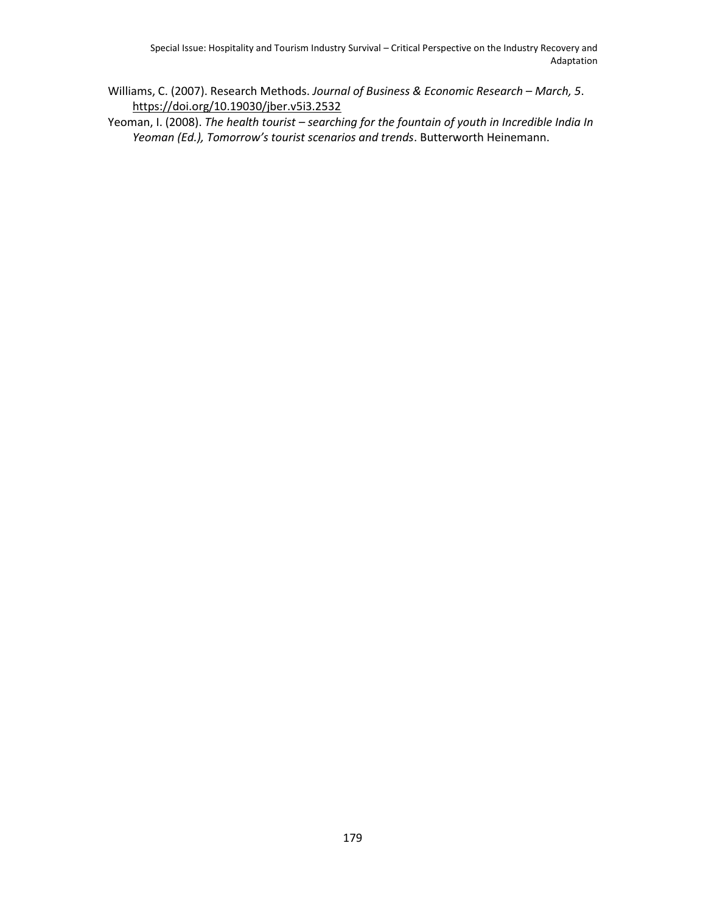Williams, C. (2007). Research Methods. *Journal of Business & Economic Research – March, 5*. https://doi.org/10.19030/jber.v5i3.2532

Yeoman, I. (2008). *The health tourist – searching for the fountain of youth in Incredible India In Yeoman (Ed.), Tomorrow's tourist scenarios and trends*. Butterworth Heinemann.